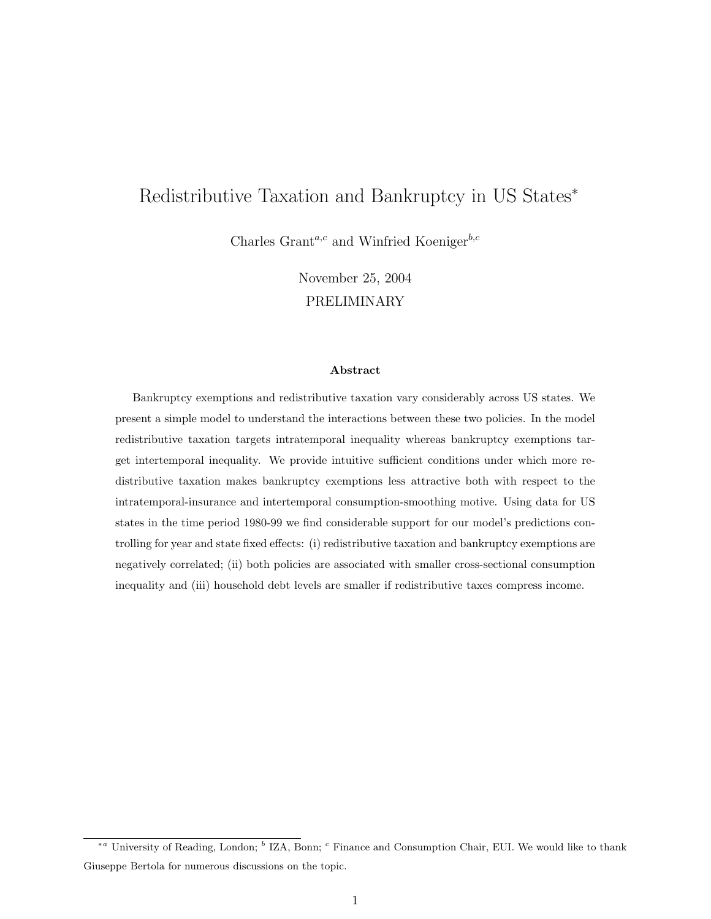# Redistributive Taxation and Bankruptcy in US States*

Charles Grant[a,c] and Winfried Koeniger[b,c]

November 25, 2004

PRELIMINARY

**Abstract**

Bankruptcy exemptions and redistributive taxation vary considerably across US states. We present a simple model to understand the interactions between these two policies. In the model redistributive taxation targets intratemporal inequality whereas bankruptcy exemptions target intertemporal inequality. We provide intuitive sufficient conditions under which more redistributive taxation makes bankruptcy exemptions less attractive both with respect to the intratemporal-insurance and intertemporal consumption-smoothing motive. Using data for US states in the time period 1980-99 we find considerable support for our model's predictions controlling for year and state fixed effects: (i) redistributive taxation and bankruptcy exemptions are negatively correlated; (ii) both policies are associated with smaller cross-sectional consumption inequality and (iii) household debt levels are smaller if redistributive taxes compress income.

---

*[a] University of Reading, London; [b] IZA, Bonn; [c] Finance and Consumption Chair, EUI. We would like to thank Giuseppe Bertola for numerous discussions on the topic.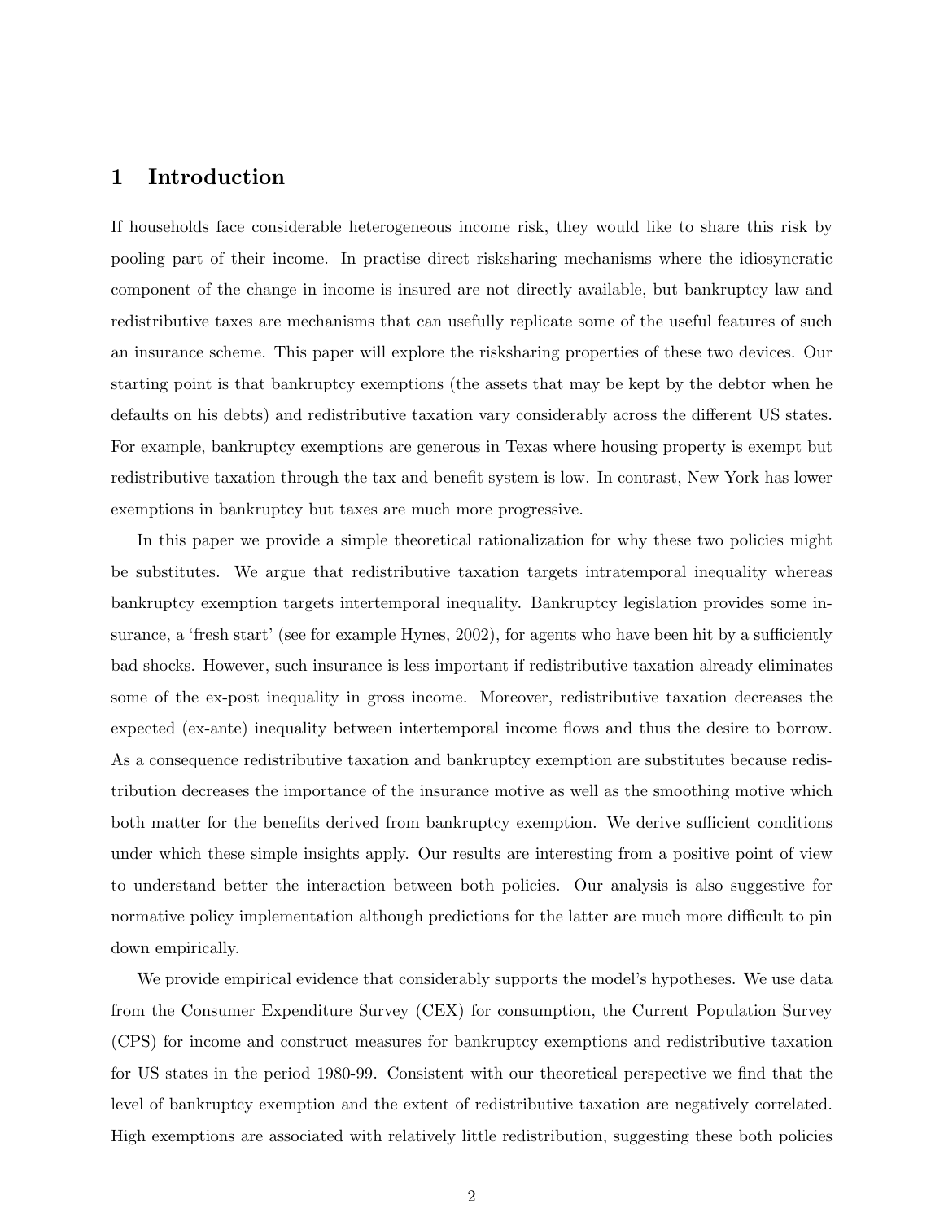# 1 Introduction

If households face considerable heterogeneous income risk, they would like to share this risk by pooling part of their income. In practise direct risksharing mechanisms where the idiosyncratic component of the change in income is insured are not directly available, but bankruptcy law and redistributive taxes are mechanisms that can usefully replicate some of the useful features of such an insurance scheme. This paper will explore the risksharing properties of these two devices. Our starting point is that bankruptcy exemptions (the assets that may be kept by the debtor when he defaults on his debts) and redistributive taxation vary considerably across the different US states. For example, bankruptcy exemptions are generous in Texas where housing property is exempt but redistributive taxation through the tax and benefit system is low. In contrast, New York has lower exemptions in bankruptcy but taxes are much more progressive.

In this paper we provide a simple theoretical rationalization for why these two policies might be substitutes. We argue that redistributive taxation targets intratemporal inequality whereas bankruptcy exemption targets intertemporal inequality. Bankruptcy legislation provides some insurance, a 'fresh start' (see for example Hynes, 2002), for agents who have been hit by a sufficiently bad shocks. However, such insurance is less important if redistributive taxation already eliminates some of the ex-post inequality in gross income. Moreover, redistributive taxation decreases the expected (ex-ante) inequality between intertemporal income flows and thus the desire to borrow. As a consequence redistributive taxation and bankruptcy exemption are substitutes because redistribution decreases the importance of the insurance motive as well as the smoothing motive which both matter for the benefits derived from bankruptcy exemption. We derive sufficient conditions under which these simple insights apply. Our results are interesting from a positive point of view to understand better the interaction between both policies. Our analysis is also suggestive for normative policy implementation although predictions for the latter are much more difficult to pin down empirically.

We provide empirical evidence that considerably supports the model's hypotheses. We use data from the Consumer Expenditure Survey (CEX) for consumption, the Current Population Survey (CPS) for income and construct measures for bankruptcy exemptions and redistributive taxation for US states in the period 1980-99. Consistent with our theoretical perspective we find that the level of bankruptcy exemption and the extent of redistributive taxation are negatively correlated. High exemptions are associated with relatively little redistribution, suggesting these both policies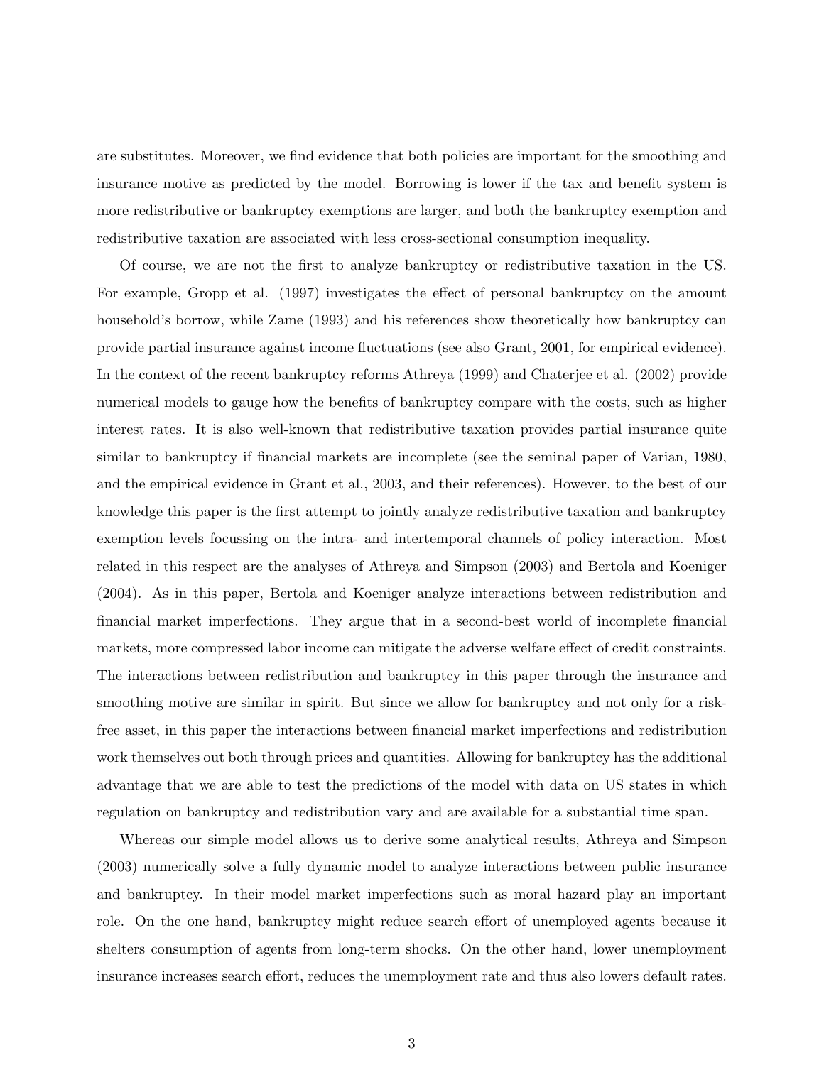are substitutes. Moreover, we find evidence that both policies are important for the smoothing and insurance motive as predicted by the model. Borrowing is lower if the tax and benefit system is more redistributive or bankruptcy exemptions are larger, and both the bankruptcy exemption and redistributive taxation are associated with less cross-sectional consumption inequality.

Of course, we are not the first to analyze bankruptcy or redistributive taxation in the US. For example, Gropp et al. (1997) investigates the effect of personal bankruptcy on the amount household's borrow, while Zame (1993) and his references show theoretically how bankruptcy can provide partial insurance against income fluctuations (see also Grant, 2001, for empirical evidence). In the context of the recent bankruptcy reforms Athreya (1999) and Chaterjee et al. (2002) provide numerical models to gauge how the benefits of bankruptcy compare with the costs, such as higher interest rates. It is also well-known that redistributive taxation provides partial insurance quite similar to bankruptcy if financial markets are incomplete (see the seminal paper of Varian, 1980, and the empirical evidence in Grant et al., 2003, and their references). However, to the best of our knowledge this paper is the first attempt to jointly analyze redistributive taxation and bankruptcy exemption levels focussing on the intra- and intertemporal channels of policy interaction. Most related in this respect are the analyses of Athreya and Simpson (2003) and Bertola and Koeniger (2004). As in this paper, Bertola and Koeniger analyze interactions between redistribution and financial market imperfections. They argue that in a second-best world of incomplete financial markets, more compressed labor income can mitigate the adverse welfare effect of credit constraints. The interactions between redistribution and bankruptcy in this paper through the insurance and smoothing motive are similar in spirit. But since we allow for bankruptcy and not only for a risk-free asset, in this paper the interactions between financial market imperfections and redistribution work themselves out both through prices and quantities. Allowing for bankruptcy has the additional advantage that we are able to test the predictions of the model with data on US states in which regulation on bankruptcy and redistribution vary and are available for a substantial time span.

Whereas our simple model allows us to derive some analytical results, Athreya and Simpson (2003) numerically solve a fully dynamic model to analyze interactions between public insurance and bankruptcy. In their model market imperfections such as moral hazard play an important role. On the one hand, bankruptcy might reduce search effort of unemployed agents because it shelters consumption of agents from long-term shocks. On the other hand, lower unemployment insurance increases search effort, reduces the unemployment rate and thus also lowers default rates.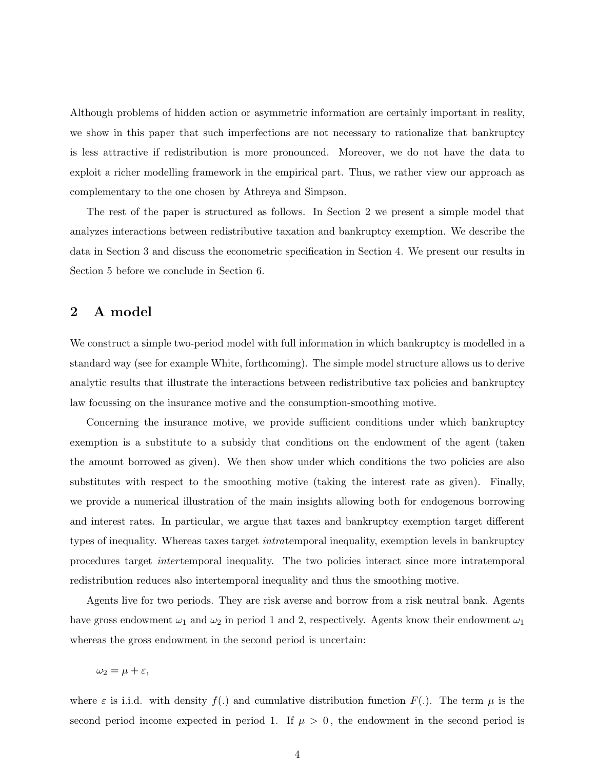Although problems of hidden action or asymmetric information are certainly important in reality, we show in this paper that such imperfections are not necessary to rationalize that bankruptcy is less attractive if redistribution is more pronounced. Moreover, we do not have the data to exploit a richer modelling framework in the empirical part. Thus, we rather view our approach as complementary to the one chosen by Athreya and Simpson.

The rest of the paper is structured as follows. In Section 2 we present a simple model that analyzes interactions between redistributive taxation and bankruptcy exemption. We describe the data in Section 3 and discuss the econometric specification in Section 4. We present our results in Section 5 before we conclude in Section 6.

## 2 A model

We construct a simple two-period model with full information in which bankruptcy is modelled in a standard way (see for example White, forthcoming). The simple model structure allows us to derive analytic results that illustrate the interactions between redistributive tax policies and bankruptcy law focussing on the insurance motive and the consumption-smoothing motive.

Concerning the insurance motive, we provide sufficient conditions under which bankruptcy exemption is a substitute to a subsidy that conditions on the endowment of the agent (taken the amount borrowed as given). We then show under which conditions the two policies are also substitutes with respect to the smoothing motive (taking the interest rate as given). Finally, we provide a numerical illustration of the main insights allowing both for endogenous borrowing and interest rates. In particular, we argue that taxes and bankruptcy exemption target different types of inequality. Whereas taxes target *intra*temporal inequality, exemption levels in bankruptcy procedures target *inter*temporal inequality. The two policies interact since more intratemporal redistribution reduces also intertemporal inequality and thus the smoothing motive.

Agents live for two periods. They are risk averse and borrow from a risk neutral bank. Agents have gross endowment $\omega_1$ and $\omega_2$ in period 1 and 2, respectively. Agents know their endowment $\omega_1$ whereas the gross endowment in the second period is uncertain:

$$\omega_2 = \mu + \varepsilon,$$

where $\varepsilon$ is i.i.d. with density $f(.)$ and cumulative distribution function $F(.)$. The term $\mu$ is the second period income expected in period 1. If $\mu > 0$, the endowment in the second period is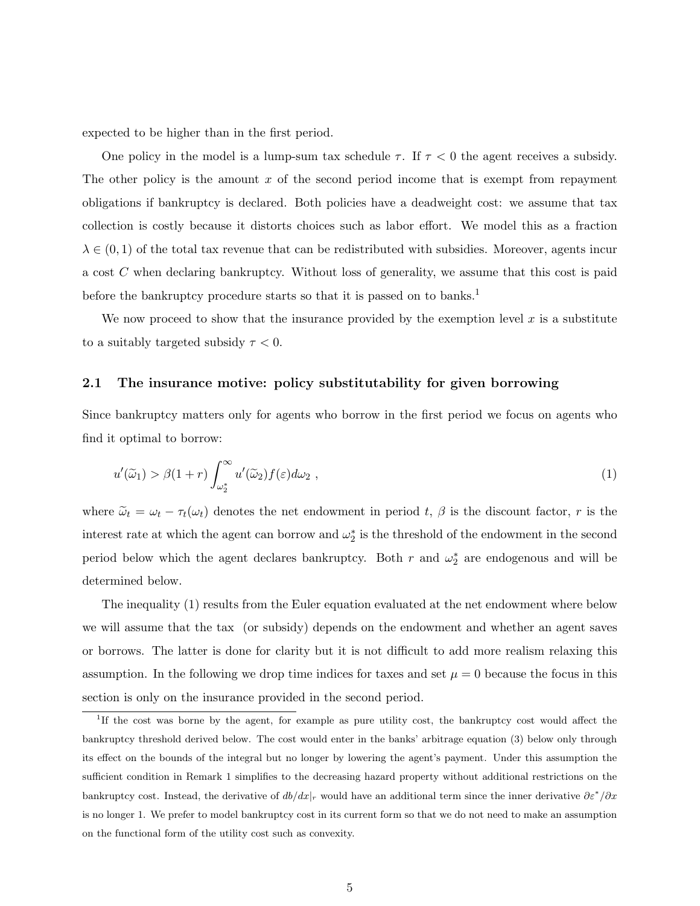expected to be higher than in the first period.

One policy in the model is a lump-sum tax schedule $\tau$. If $\tau < 0$ the agent receives a subsidy. The other policy is the amount $x$ of the second period income that is exempt from repayment obligations if bankruptcy is declared. Both policies have a deadweight cost: we assume that tax collection is costly because it distorts choices such as labor effort. We model this as a fraction $\lambda \in (0, 1)$ of the total tax revenue that can be redistributed with subsidies. Moreover, agents incur a cost $C$ when declaring bankruptcy. Without loss of generality, we assume that this cost is paid before the bankruptcy procedure starts so that it is passed on to banks.[1]

We now proceed to show that the insurance provided by the exemption level $x$ is a substitute to a suitably targeted subsidy $\tau < 0$.

### 2.1 The insurance motive: policy substitutability for given borrowing

Since bankruptcy matters only for agents who borrow in the first period we focus on agents who find it optimal to borrow:

$$u'(\widetilde{\omega}_1) > \beta(1 + r) \int_{\omega_2^*}^{\infty} u'(\widetilde{\omega}_2) f(\varepsilon) d\omega_2 \,, \tag{1}$$

where $\widetilde{\omega}_t = \omega_t - \tau_t(\omega_t)$ denotes the net endowment in period $t$, $\beta$ is the discount factor, $r$ is the interest rate at which the agent can borrow and $\omega_2^*$ is the threshold of the endowment in the second period below which the agent declares bankruptcy. Both $r$ and $\omega_2^*$ are endogenous and will be determined below.

The inequality (1) results from the Euler equation evaluated at the net endowment where below we will assume that the tax (or subsidy) depends on the endowment and whether an agent saves or borrows. The latter is done for clarity but it is not difficult to add more realism relaxing this assumption. In the following we drop time indices for taxes and set $\mu = 0$ because the focus in this section is only on the insurance provided in the second period.

[1] If the cost was borne by the agent, for example as pure utility cost, the bankruptcy cost would affect the bankruptcy threshold derived below. The cost would enter in the banks' arbitrage equation (3) below only through its effect on the bounds of the integral but no longer by lowering the agent's payment. Under this assumption the sufficient condition in Remark 1 simplifies to the decreasing hazard property without additional restrictions on the bankruptcy cost. Instead, the derivative of $db/dx|_r$ would have an additional term since the inner derivative $\partial\varepsilon^*/\partial x$ is no longer 1. We prefer to model bankruptcy cost in its current form so that we do not need to make an assumption on the functional form of the utility cost such as convexity.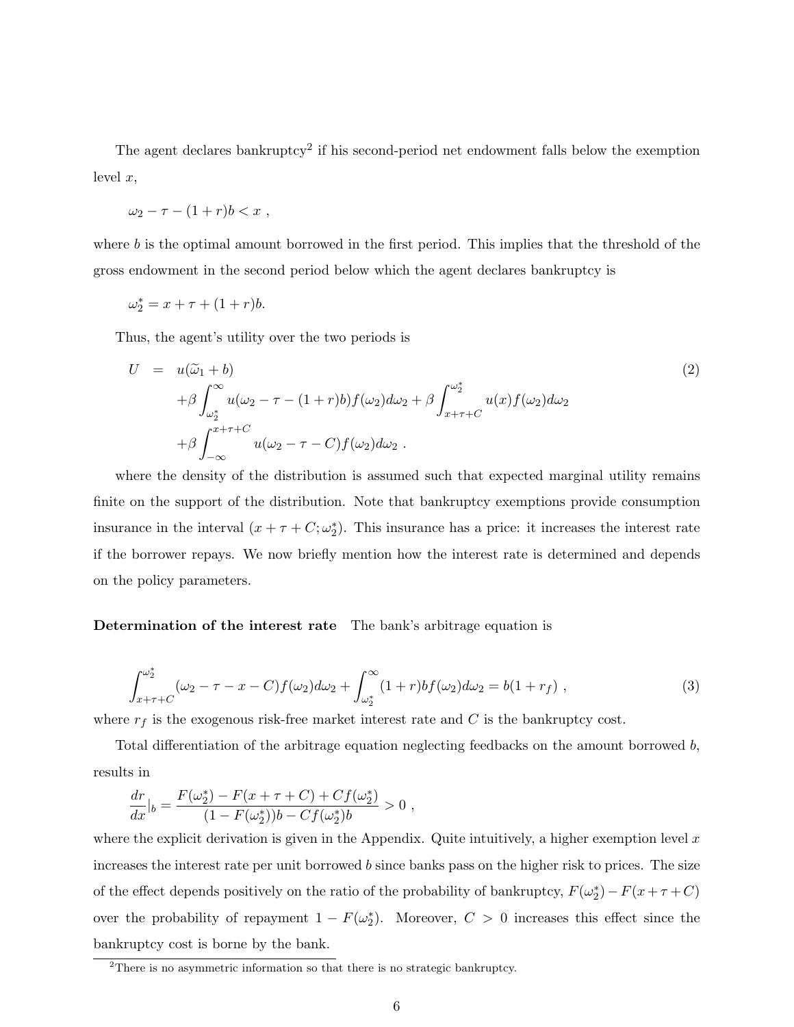The agent declares bankruptcy[2] if his second-period net endowment falls below the exemption level $x$,

$$\omega_2 - \tau - (1+r)b < x \ ,$$

where $b$ is the optimal amount borrowed in the first period. This implies that the threshold of the gross endowment in the second period below which the agent declares bankruptcy is

$$\omega_2^* = x + \tau + (1+r)b.$$

Thus, the agent's utility over the two periods is

$$\begin{aligned}
U &= u(\widetilde{\omega}_1 + b) \\
&+ \beta \int_{\omega_2^*}^{\infty} u(\omega_2 - \tau - (1+r)b) f(\omega_2) d\omega_2 + \beta \int_{x+\tau+C}^{\omega_2^*} u(x) f(\omega_2) d\omega_2 \\
&+ \beta \int_{-\infty}^{x+\tau+C} u(\omega_2 - \tau - C) f(\omega_2) d\omega_2 \ .
\end{aligned} \tag{2}$$

where the density of the distribution is assumed such that expected marginal utility remains finite on the support of the distribution. Note that bankruptcy exemptions provide consumption insurance in the interval $(x + \tau + C; \omega_2^*)$. This insurance has a price: it increases the interest rate if the borrower repays. We now briefly mention how the interest rate is determined and depends on the policy parameters.

**Determination of the interest rate** The bank's arbitrage equation is

$$\int_{x+\tau+C}^{\omega_2^*} (\omega_2 - \tau - x - C) f(\omega_2) d\omega_2 + \int_{\omega_2^*}^{\infty} (1+r) b f(\omega_2) d\omega_2 = b(1 + r_f) \ , \tag{3}$$

where $r_f$ is the exogenous risk-free market interest rate and $C$ is the bankruptcy cost.

Total differentiation of the arbitrage equation neglecting feedbacks on the amount borrowed $b$, results in

$$\frac{dr}{dx}|_b = \frac{F(\omega_2^*) - F(x + \tau + C) + C f(\omega_2^*)}{(1 - F(\omega_2^*))b - C f(\omega_2^*) b} > 0 \ ,$$

where the explicit derivation is given in the Appendix. Quite intuitively, a higher exemption level $x$ increases the interest rate per unit borrowed $b$ since banks pass on the higher risk to prices. The size of the effect depends positively on the ratio of the probability of bankruptcy, $F(\omega_2^*) - F(x + \tau + C)$ over the probability of repayment $1 - F(\omega_2^*)$. Moreover, $C > 0$ increases this effect since the bankruptcy cost is borne by the bank.

[2] There is no asymmetric information so that there is no strategic bankruptcy.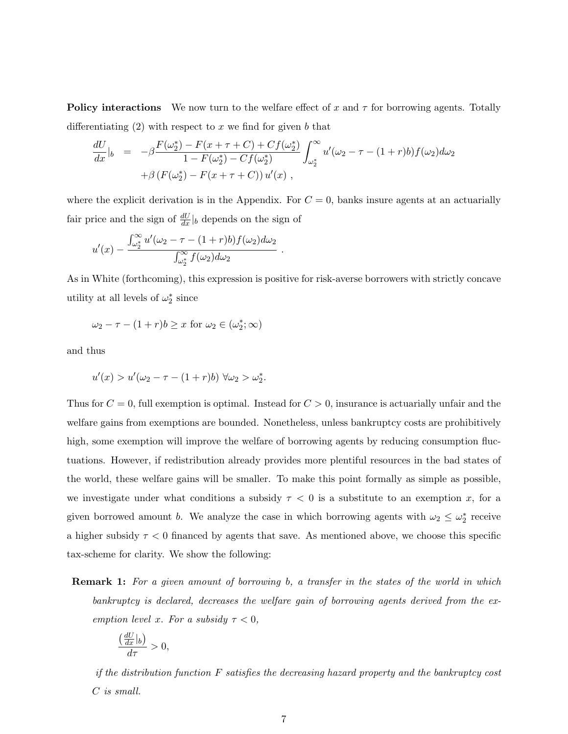**Policy interactions** We now turn to the welfare effect of $x$ and $\tau$ for borrowing agents. Totally differentiating (2) with respect to $x$ we find for given $b$ that

$$
\begin{aligned}
\frac{dU}{dx}|_b &= -\beta\frac{F(\omega_2^*) - F(x+\tau+C) + Cf(\omega_2^*)}{1 - F(\omega_2^*) - Cf(\omega_2^*)}\int_{\omega_2^*}^{\infty} u'(\omega_2 - \tau - (1+r)b)f(\omega_2)d\omega_2 \\
&\quad +\beta\left(F(\omega_2^*) - F(x+\tau+C)\right)u'(x)\ ,
\end{aligned}
$$

where the explicit derivation is in the Appendix. For $C = 0$, banks insure agents at an actuarially fair price and the sign of $\frac{dU}{dx}|_b$ depends on the sign of

$$
u'(x) - \frac{\int_{\omega_2^*}^{\infty} u'(\omega_2 - \tau - (1+r)b)f(\omega_2)d\omega_2}{\int_{\omega_2^*}^{\infty} f(\omega_2)d\omega_2}\ .
$$

As in White (forthcoming), this expression is positive for risk-averse borrowers with strictly concave utility at all levels of $\omega_2^*$ since

$$
\omega_2 - \tau - (1+r)b \geq x \text{ for } \omega_2 \in (\omega_2^*;\infty)
$$

and thus

$$
u'(x) > u'(\omega_2 - \tau - (1+r)b)\ \forall \omega_2 > \omega_2^*.
$$

Thus for $C = 0$, full exemption is optimal. Instead for $C > 0$, insurance is actuarially unfair and the welfare gains from exemptions are bounded. Nonetheless, unless bankruptcy costs are prohibitively high, some exemption will improve the welfare of borrowing agents by reducing consumption fluctuations. However, if redistribution already provides more plentiful resources in the bad states of the world, these welfare gains will be smaller. To make this point formally as simple as possible, we investigate under what conditions a subsidy $\tau < 0$ is a substitute to an exemption $x$, for a given borrowed amount $b$. We analyze the case in which borrowing agents with $\omega_2 \leq \omega_2^*$ receive a higher subsidy $\tau < 0$ financed by agents that save. As mentioned above, we choose this specific tax-scheme for clarity. We show the following:

**Remark 1:** *For a given amount of borrowing $b$, a transfer in the states of the world in which bankruptcy is declared, decreases the welfare gain of borrowing agents derived from the exemption level $x$. For a subsidy $\tau < 0$,*

$$
\frac{\left(\frac{dU}{dx}|_b\right)}{d\tau} > 0,
$$

*if the distribution function $F$ satisfies the decreasing hazard property and the bankruptcy cost $C$ is small.*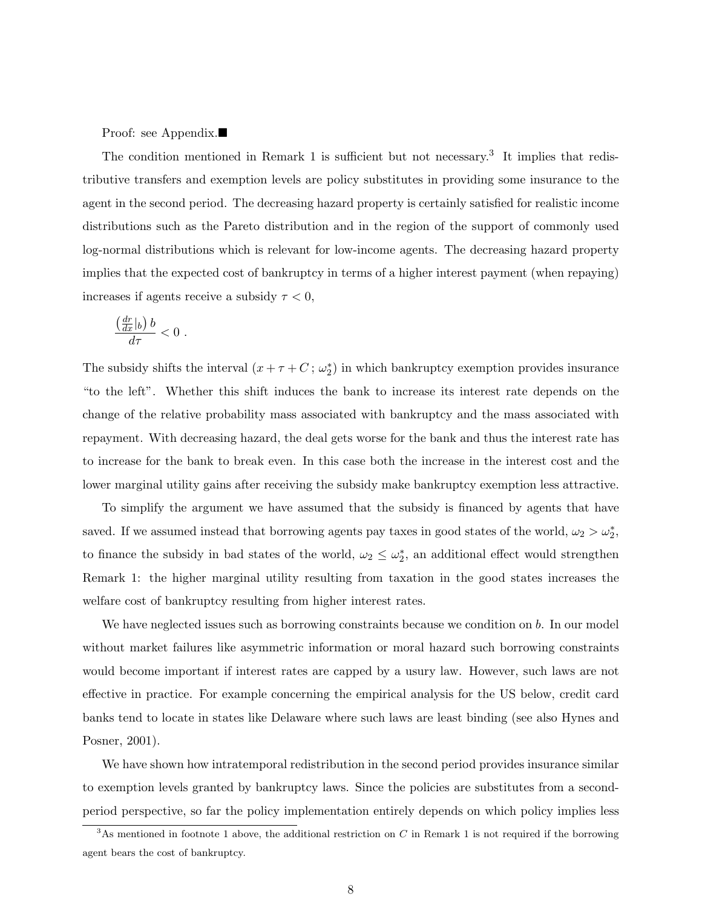Proof: see Appendix.■

The condition mentioned in Remark 1 is sufficient but not necessary.[3] It implies that redistributive transfers and exemption levels are policy substitutes in providing some insurance to the agent in the second period. The decreasing hazard property is certainly satisfied for realistic income distributions such as the Pareto distribution and in the region of the support of commonly used log-normal distributions which is relevant for low-income agents. The decreasing hazard property implies that the expected cost of bankruptcy in terms of a higher interest payment (when repaying) increases if agents receive a subsidy $\tau < 0$,

$$\frac{\left(\frac{dr}{dx}|_b\right) b}{d\tau} < 0 \ .$$

The subsidy shifts the interval $(x + \tau + C\,;\, \omega_2^*)$ in which bankruptcy exemption provides insurance "to the left". Whether this shift induces the bank to increase its interest rate depends on the change of the relative probability mass associated with bankruptcy and the mass associated with repayment. With decreasing hazard, the deal gets worse for the bank and thus the interest rate has to increase for the bank to break even. In this case both the increase in the interest cost and the lower marginal utility gains after receiving the subsidy make bankruptcy exemption less attractive.

To simplify the argument we have assumed that the subsidy is financed by agents that have saved. If we assumed instead that borrowing agents pay taxes in good states of the world, $\omega_2 > \omega_2^*$, to finance the subsidy in bad states of the world, $\omega_2 \leq \omega_2^*$, an additional effect would strengthen Remark 1: the higher marginal utility resulting from taxation in the good states increases the welfare cost of bankruptcy resulting from higher interest rates.

We have neglected issues such as borrowing constraints because we condition on $b$. In our model without market failures like asymmetric information or moral hazard such borrowing constraints would become important if interest rates are capped by a usury law. However, such laws are not effective in practice. For example concerning the empirical analysis for the US below, credit card banks tend to locate in states like Delaware where such laws are least binding (see also Hynes and Posner, 2001).

We have shown how intratemporal redistribution in the second period provides insurance similar to exemption levels granted by bankruptcy laws. Since the policies are substitutes from a second-period perspective, so far the policy implementation entirely depends on which policy implies less

[3] As mentioned in footnote 1 above, the additional restriction on $C$ in Remark 1 is not required if the borrowing agent bears the cost of bankruptcy.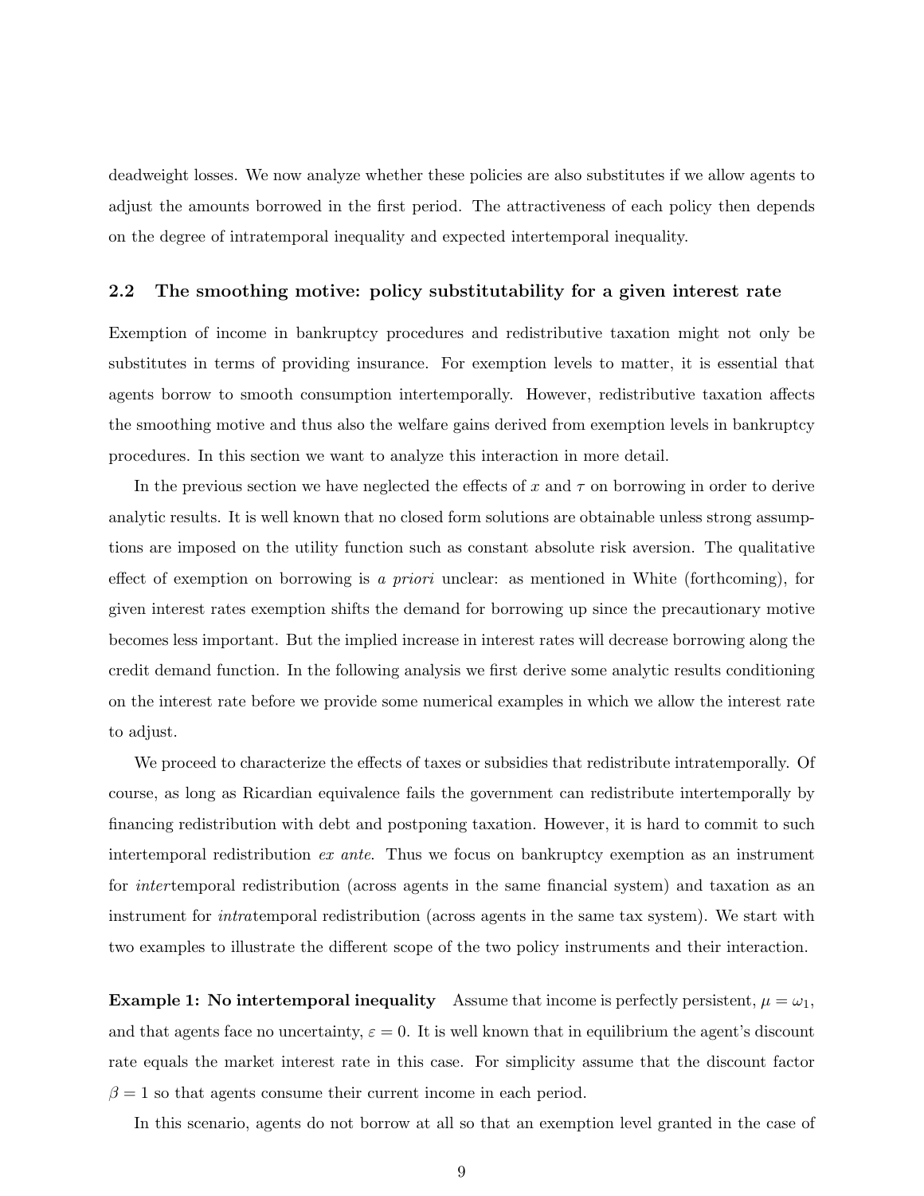deadweight losses. We now analyze whether these policies are also substitutes if we allow agents to adjust the amounts borrowed in the first period. The attractiveness of each policy then depends on the degree of intratemporal inequality and expected intertemporal inequality.

## 2.2 The smoothing motive: policy substitutability for a given interest rate

Exemption of income in bankruptcy procedures and redistributive taxation might not only be substitutes in terms of providing insurance. For exemption levels to matter, it is essential that agents borrow to smooth consumption intertemporally. However, redistributive taxation affects the smoothing motive and thus also the welfare gains derived from exemption levels in bankruptcy procedures. In this section we want to analyze this interaction in more detail.

In the previous section we have neglected the effects of $x$ and $\tau$ on borrowing in order to derive analytic results. It is well known that no closed form solutions are obtainable unless strong assumptions are imposed on the utility function such as constant absolute risk aversion. The qualitative effect of exemption on borrowing is *a priori* unclear: as mentioned in White (forthcoming), for given interest rates exemption shifts the demand for borrowing up since the precautionary motive becomes less important. But the implied increase in interest rates will decrease borrowing along the credit demand function. In the following analysis we first derive some analytic results conditioning on the interest rate before we provide some numerical examples in which we allow the interest rate to adjust.

We proceed to characterize the effects of taxes or subsidies that redistribute intratemporally. Of course, as long as Ricardian equivalence fails the government can redistribute intertemporally by financing redistribution with debt and postponing taxation. However, it is hard to commit to such intertemporal redistribution *ex ante*. Thus we focus on bankruptcy exemption as an instrument for *inter*temporal redistribution (across agents in the same financial system) and taxation as an instrument for *intra*temporal redistribution (across agents in the same tax system). We start with two examples to illustrate the different scope of the two policy instruments and their interaction.

**Example 1: No intertemporal inequality** Assume that income is perfectly persistent, $\mu = \omega_1$, and that agents face no uncertainty, $\varepsilon = 0$. It is well known that in equilibrium the agent's discount rate equals the market interest rate in this case. For simplicity assume that the discount factor $\beta = 1$ so that agents consume their current income in each period.

In this scenario, agents do not borrow at all so that an exemption level granted in the case of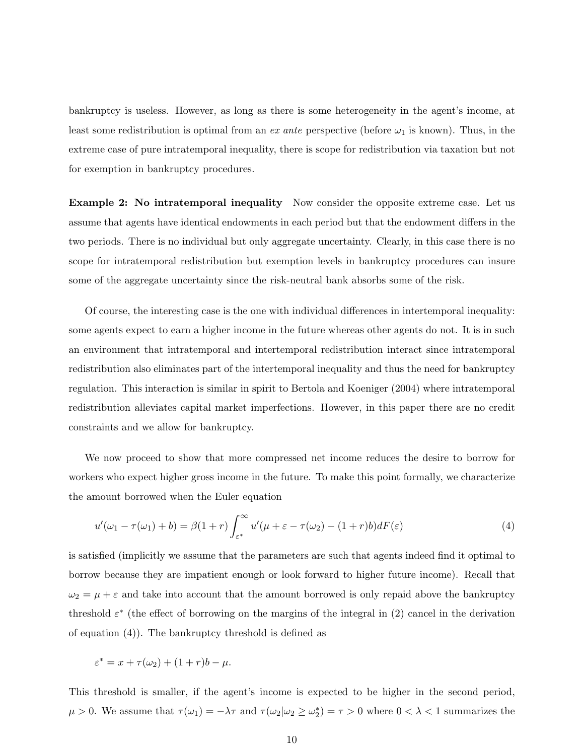bankruptcy is useless. However, as long as there is some heterogeneity in the agent's income, at least some redistribution is optimal from an *ex ante* perspective (before $\omega_1$ is known). Thus, in the extreme case of pure intratemporal inequality, there is scope for redistribution via taxation but not for exemption in bankruptcy procedures.

**Example 2: No intratemporal inequality** Now consider the opposite extreme case. Let us assume that agents have identical endowments in each period but that the endowment differs in the two periods. There is no individual but only aggregate uncertainty. Clearly, in this case there is no scope for intratemporal redistribution but exemption levels in bankruptcy procedures can insure some of the aggregate uncertainty since the risk-neutral bank absorbs some of the risk.

Of course, the interesting case is the one with individual differences in intertemporal inequality: some agents expect to earn a higher income in the future whereas other agents do not. It is in such an environment that intratemporal and intertemporal redistribution interact since intratemporal redistribution also eliminates part of the intertemporal inequality and thus the need for bankruptcy regulation. This interaction is similar in spirit to Bertola and Koeniger (2004) where intratemporal redistribution alleviates capital market imperfections. However, in this paper there are no credit constraints and we allow for bankruptcy.

We now proceed to show that more compressed net income reduces the desire to borrow for workers who expect higher gross income in the future. To make this point formally, we characterize the amount borrowed when the Euler equation

$$u'(\omega_1 - \tau(\omega_1) + b) = \beta(1+r)\int_{\varepsilon^*}^{\infty} u'(\mu + \varepsilon - \tau(\omega_2) - (1+r)b)dF(\varepsilon) \tag{4}$$

is satisfied (implicitly we assume that the parameters are such that agents indeed find it optimal to borrow because they are impatient enough or look forward to higher future income). Recall that $\omega_2 = \mu + \varepsilon$ and take into account that the amount borrowed is only repaid above the bankruptcy threshold $\varepsilon^*$ (the effect of borrowing on the margins of the integral in (2) cancel in the derivation of equation (4)). The bankruptcy threshold is defined as

$$\varepsilon^* = x + \tau(\omega_2) + (1+r)b - \mu.$$

This threshold is smaller, if the agent's income is expected to be higher in the second period, $\mu > 0$. We assume that $\tau(\omega_1) = -\lambda\tau$ and $\tau(\omega_2|\omega_2 \geq \omega_2^*) = \tau > 0$ where $0 < \lambda < 1$ summarizes the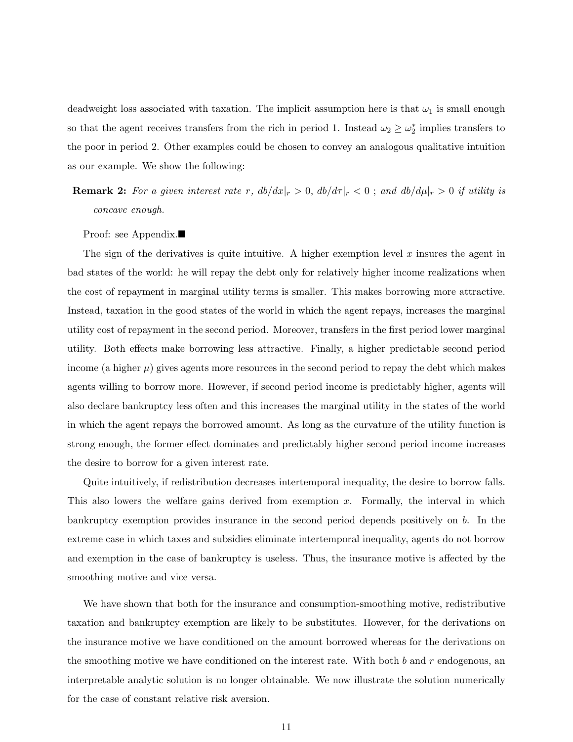deadweight loss associated with taxation. The implicit assumption here is that $\omega_1$ is small enough so that the agent receives transfers from the rich in period 1. Instead $\omega_2 \geq \omega_2^*$ implies transfers to the poor in period 2. Other examples could be chosen to convey an analogous qualitative intuition as our example. We show the following:

**Remark 2:** *For a given interest rate $r$, $db/dx|_r > 0$, $db/d\tau|_r < 0$ ; and $db/d\mu|_r > 0$ if utility is concave enough.*

Proof: see Appendix.■

The sign of the derivatives is quite intuitive. A higher exemption level $x$ insures the agent in bad states of the world: he will repay the debt only for relatively higher income realizations when the cost of repayment in marginal utility terms is smaller. This makes borrowing more attractive. Instead, taxation in the good states of the world in which the agent repays, increases the marginal utility cost of repayment in the second period. Moreover, transfers in the first period lower marginal utility. Both effects make borrowing less attractive. Finally, a higher predictable second period income (a higher $\mu$) gives agents more resources in the second period to repay the debt which makes agents willing to borrow more. However, if second period income is predictably higher, agents will also declare bankruptcy less often and this increases the marginal utility in the states of the world in which the agent repays the borrowed amount. As long as the curvature of the utility function is strong enough, the former effect dominates and predictably higher second period income increases the desire to borrow for a given interest rate.

Quite intuitively, if redistribution decreases intertemporal inequality, the desire to borrow falls. This also lowers the welfare gains derived from exemption $x$. Formally, the interval in which bankruptcy exemption provides insurance in the second period depends positively on $b$. In the extreme case in which taxes and subsidies eliminate intertemporal inequality, agents do not borrow and exemption in the case of bankruptcy is useless. Thus, the insurance motive is affected by the smoothing motive and vice versa.

We have shown that both for the insurance and consumption-smoothing motive, redistributive taxation and bankruptcy exemption are likely to be substitutes. However, for the derivations on the insurance motive we have conditioned on the amount borrowed whereas for the derivations on the smoothing motive we have conditioned on the interest rate. With both $b$ and $r$ endogenous, an interpretable analytic solution is no longer obtainable. We now illustrate the solution numerically for the case of constant relative risk aversion.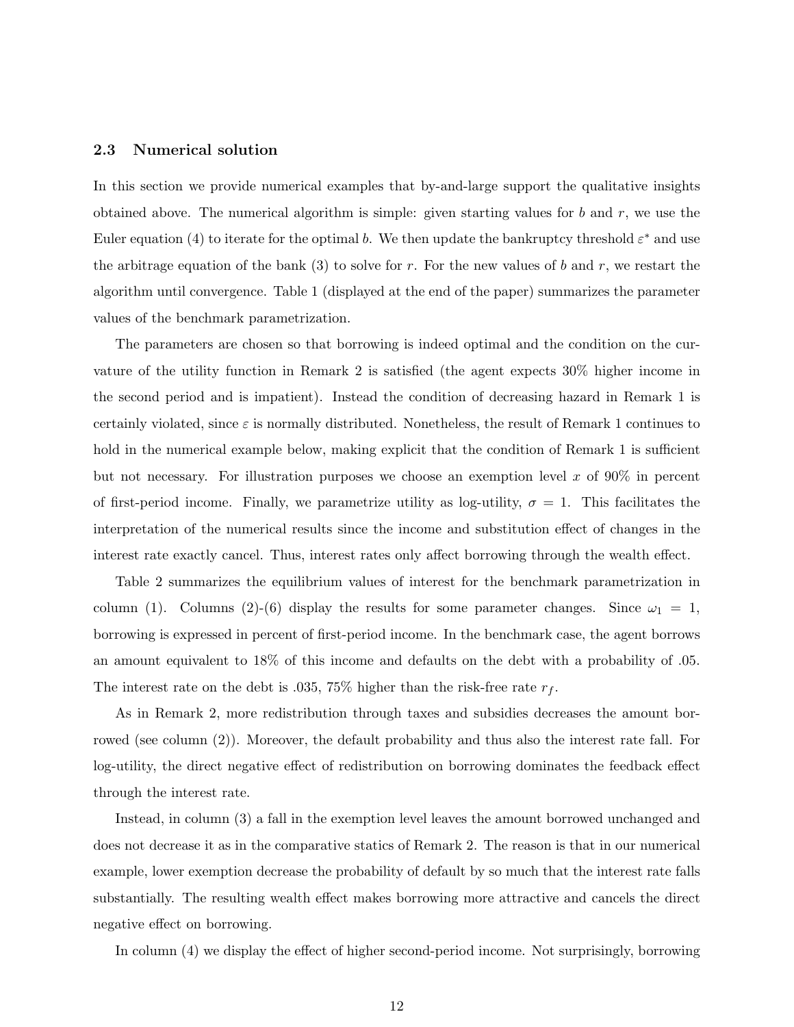### 2.3 Numerical solution

In this section we provide numerical examples that by-and-large support the qualitative insights obtained above. The numerical algorithm is simple: given starting values for $b$ and $r$, we use the Euler equation (4) to iterate for the optimal $b$. We then update the bankruptcy threshold $\varepsilon^*$ and use the arbitrage equation of the bank (3) to solve for $r$. For the new values of $b$ and $r$, we restart the algorithm until convergence. Table 1 (displayed at the end of the paper) summarizes the parameter values of the benchmark parametrization.

The parameters are chosen so that borrowing is indeed optimal and the condition on the curvature of the utility function in Remark 2 is satisfied (the agent expects 30% higher income in the second period and is impatient). Instead the condition of decreasing hazard in Remark 1 is certainly violated, since $\varepsilon$ is normally distributed. Nonetheless, the result of Remark 1 continues to hold in the numerical example below, making explicit that the condition of Remark 1 is sufficient but not necessary. For illustration purposes we choose an exemption level $x$ of 90% in percent of first-period income. Finally, we parametrize utility as log-utility, $\sigma = 1$. This facilitates the interpretation of the numerical results since the income and substitution effect of changes in the interest rate exactly cancel. Thus, interest rates only affect borrowing through the wealth effect.

Table 2 summarizes the equilibrium values of interest for the benchmark parametrization in column (1). Columns (2)-(6) display the results for some parameter changes. Since $\omega_1 = 1$, borrowing is expressed in percent of first-period income. In the benchmark case, the agent borrows an amount equivalent to 18% of this income and defaults on the debt with a probability of .05. The interest rate on the debt is .035, 75% higher than the risk-free rate $r_f$.

As in Remark 2, more redistribution through taxes and subsidies decreases the amount borrowed (see column (2)). Moreover, the default probability and thus also the interest rate fall. For log-utility, the direct negative effect of redistribution on borrowing dominates the feedback effect through the interest rate.

Instead, in column (3) a fall in the exemption level leaves the amount borrowed unchanged and does not decrease it as in the comparative statics of Remark 2. The reason is that in our numerical example, lower exemption decrease the probability of default by so much that the interest rate falls substantially. The resulting wealth effect makes borrowing more attractive and cancels the direct negative effect on borrowing.

In column (4) we display the effect of higher second-period income. Not surprisingly, borrowing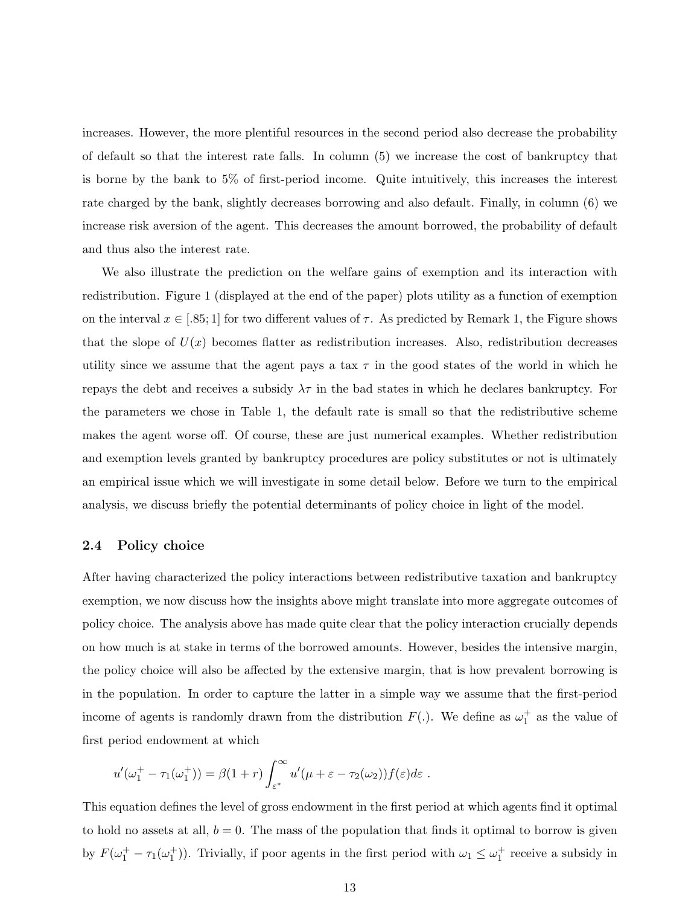increases. However, the more plentiful resources in the second period also decrease the probability of default so that the interest rate falls. In column (5) we increase the cost of bankruptcy that is borne by the bank to 5% of first-period income. Quite intuitively, this increases the interest rate charged by the bank, slightly decreases borrowing and also default. Finally, in column (6) we increase risk aversion of the agent. This decreases the amount borrowed, the probability of default and thus also the interest rate.

We also illustrate the prediction on the welfare gains of exemption and its interaction with redistribution. Figure 1 (displayed at the end of the paper) plots utility as a function of exemption on the interval $x \in [.85; 1]$ for two different values of $\tau$. As predicted by Remark 1, the Figure shows that the slope of $U(x)$ becomes flatter as redistribution increases. Also, redistribution decreases utility since we assume that the agent pays a tax $\tau$ in the good states of the world in which he repays the debt and receives a subsidy $\lambda\tau$ in the bad states in which he declares bankruptcy. For the parameters we chose in Table 1, the default rate is small so that the redistributive scheme makes the agent worse off. Of course, these are just numerical examples. Whether redistribution and exemption levels granted by bankruptcy procedures are policy substitutes or not is ultimately an empirical issue which we will investigate in some detail below. Before we turn to the empirical analysis, we discuss briefly the potential determinants of policy choice in light of the model.

### 2.4 Policy choice

After having characterized the policy interactions between redistributive taxation and bankruptcy exemption, we now discuss how the insights above might translate into more aggregate outcomes of policy choice. The analysis above has made quite clear that the policy interaction crucially depends on how much is at stake in terms of the borrowed amounts. However, besides the intensive margin, the policy choice will also be affected by the extensive margin, that is how prevalent borrowing is in the population. In order to capture the latter in a simple way we assume that the first-period income of agents is randomly drawn from the distribution $F(.)$. We define as $\omega_1^+$ as the value of first period endowment at which

$$u'(\omega_1^+ - \tau_1(\omega_1^+)) = \beta(1+r)\int_{\varepsilon^*}^{\infty} u'(\mu + \varepsilon - \tau_2(\omega_2))f(\varepsilon)d\varepsilon \ .$$

This equation defines the level of gross endowment in the first period at which agents find it optimal to hold no assets at all, $b = 0$. The mass of the population that finds it optimal to borrow is given by $F(\omega_1^+ - \tau_1(\omega_1^+))$. Trivially, if poor agents in the first period with $\omega_1 \leq \omega_1^+$ receive a subsidy in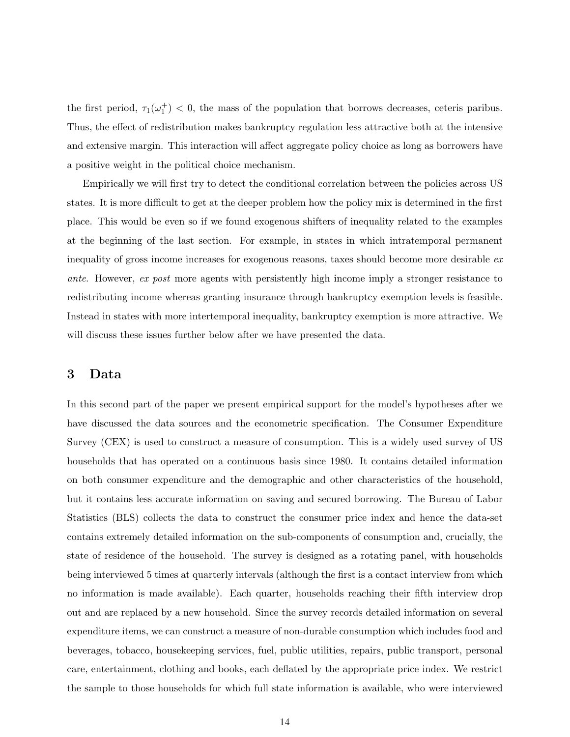the first period, $\tau_1(\omega_1^+) < 0$, the mass of the population that borrows decreases, ceteris paribus. Thus, the effect of redistribution makes bankruptcy regulation less attractive both at the intensive and extensive margin. This interaction will affect aggregate policy choice as long as borrowers have a positive weight in the political choice mechanism.

Empirically we will first try to detect the conditional correlation between the policies across US states. It is more difficult to get at the deeper problem how the policy mix is determined in the first place. This would be even so if we found exogenous shifters of inequality related to the examples at the beginning of the last section. For example, in states in which intratemporal permanent inequality of gross income increases for exogenous reasons, taxes should become more desirable *ex ante*. However, *ex post* more agents with persistently high income imply a stronger resistance to redistributing income whereas granting insurance through bankruptcy exemption levels is feasible. Instead in states with more intertemporal inequality, bankruptcy exemption is more attractive. We will discuss these issues further below after we have presented the data.

# 3 Data

In this second part of the paper we present empirical support for the model's hypotheses after we have discussed the data sources and the econometric specification. The Consumer Expenditure Survey (CEX) is used to construct a measure of consumption. This is a widely used survey of US households that has operated on a continuous basis since 1980. It contains detailed information on both consumer expenditure and the demographic and other characteristics of the household, but it contains less accurate information on saving and secured borrowing. The Bureau of Labor Statistics (BLS) collects the data to construct the consumer price index and hence the data-set contains extremely detailed information on the sub-components of consumption and, crucially, the state of residence of the household. The survey is designed as a rotating panel, with households being interviewed 5 times at quarterly intervals (although the first is a contact interview from which no information is made available). Each quarter, households reaching their fifth interview drop out and are replaced by a new household. Since the survey records detailed information on several expenditure items, we can construct a measure of non-durable consumption which includes food and beverages, tobacco, housekeeping services, fuel, public utilities, repairs, public transport, personal care, entertainment, clothing and books, each deflated by the appropriate price index. We restrict the sample to those households for which full state information is available, who were interviewed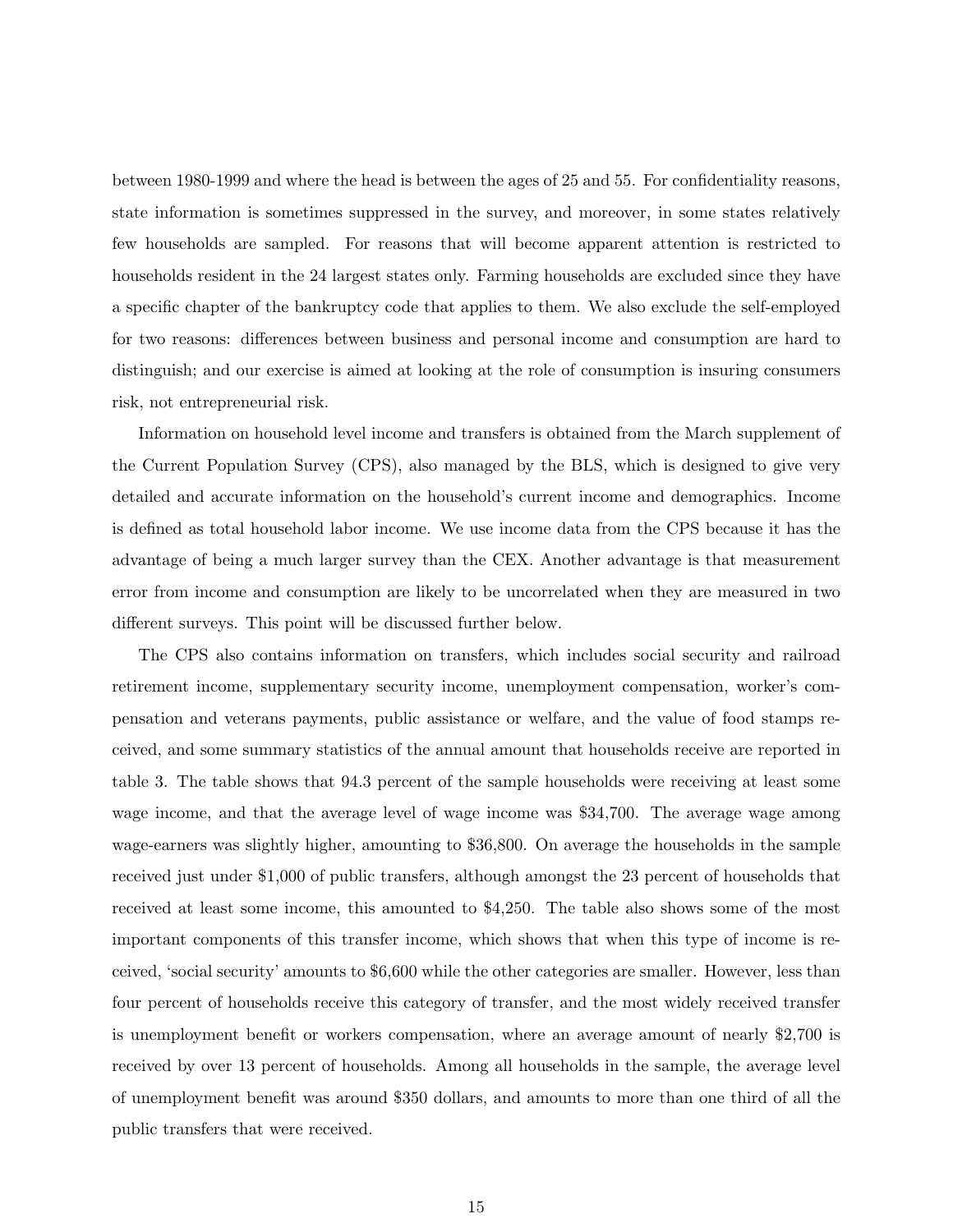between 1980-1999 and where the head is between the ages of 25 and 55. For confidentiality reasons, state information is sometimes suppressed in the survey, and moreover, in some states relatively few households are sampled. For reasons that will become apparent attention is restricted to households resident in the 24 largest states only. Farming households are excluded since they have a specific chapter of the bankruptcy code that applies to them. We also exclude the self-employed for two reasons: differences between business and personal income and consumption are hard to distinguish; and our exercise is aimed at looking at the role of consumption is insuring consumers risk, not entrepreneurial risk.

Information on household level income and transfers is obtained from the March supplement of the Current Population Survey (CPS), also managed by the BLS, which is designed to give very detailed and accurate information on the household's current income and demographics. Income is defined as total household labor income. We use income data from the CPS because it has the advantage of being a much larger survey than the CEX. Another advantage is that measurement error from income and consumption are likely to be uncorrelated when they are measured in two different surveys. This point will be discussed further below.

The CPS also contains information on transfers, which includes social security and railroad retirement income, supplementary security income, unemployment compensation, worker's compensation and veterans payments, public assistance or welfare, and the value of food stamps received, and some summary statistics of the annual amount that households receive are reported in table 3. The table shows that 94.3 percent of the sample households were receiving at least some wage income, and that the average level of wage income was \$34,700. The average wage among wage-earners was slightly higher, amounting to \$36,800. On average the households in the sample received just under \$1,000 of public transfers, although amongst the 23 percent of households that received at least some income, this amounted to \$4,250. The table also shows some of the most important components of this transfer income, which shows that when this type of income is received, 'social security' amounts to \$6,600 while the other categories are smaller. However, less than four percent of households receive this category of transfer, and the most widely received transfer is unemployment benefit or workers compensation, where an average amount of nearly \$2,700 is received by over 13 percent of households. Among all households in the sample, the average level of unemployment benefit was around \$350 dollars, and amounts to more than one third of all the public transfers that were received.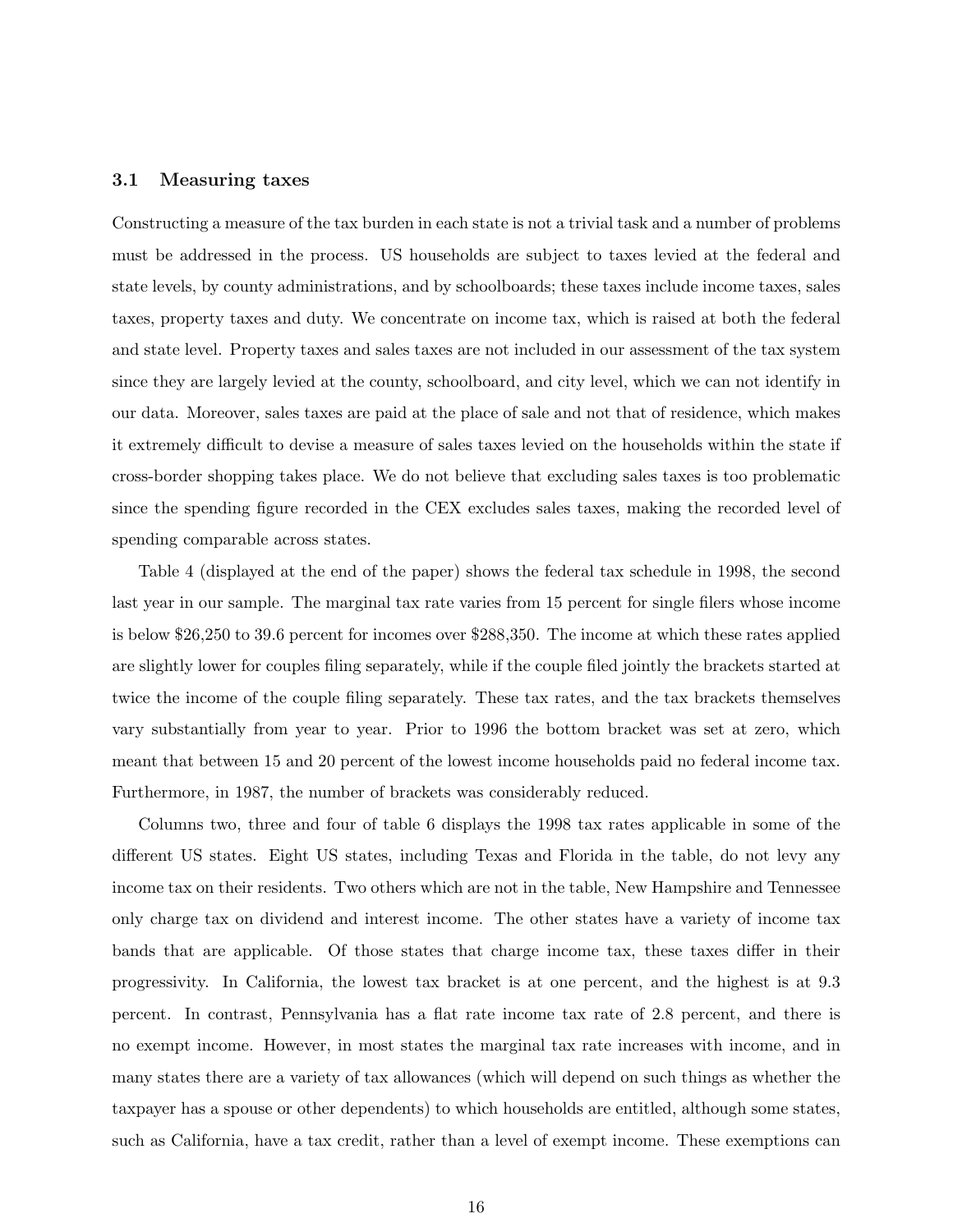### 3.1 Measuring taxes

Constructing a measure of the tax burden in each state is not a trivial task and a number of problems must be addressed in the process. US households are subject to taxes levied at the federal and state levels, by county administrations, and by schoolboards; these taxes include income taxes, sales taxes, property taxes and duty. We concentrate on income tax, which is raised at both the federal and state level. Property taxes and sales taxes are not included in our assessment of the tax system since they are largely levied at the county, schoolboard, and city level, which we can not identify in our data. Moreover, sales taxes are paid at the place of sale and not that of residence, which makes it extremely difficult to devise a measure of sales taxes levied on the households within the state if cross-border shopping takes place. We do not believe that excluding sales taxes is too problematic since the spending figure recorded in the CEX excludes sales taxes, making the recorded level of spending comparable across states.

Table 4 (displayed at the end of the paper) shows the federal tax schedule in 1998, the second last year in our sample. The marginal tax rate varies from 15 percent for single filers whose income is below \$26,250 to 39.6 percent for incomes over \$288,350. The income at which these rates applied are slightly lower for couples filing separately, while if the couple filed jointly the brackets started at twice the income of the couple filing separately. These tax rates, and the tax brackets themselves vary substantially from year to year. Prior to 1996 the bottom bracket was set at zero, which meant that between 15 and 20 percent of the lowest income households paid no federal income tax. Furthermore, in 1987, the number of brackets was considerably reduced.

Columns two, three and four of table 6 displays the 1998 tax rates applicable in some of the different US states. Eight US states, including Texas and Florida in the table, do not levy any income tax on their residents. Two others which are not in the table, New Hampshire and Tennessee only charge tax on dividend and interest income. The other states have a variety of income tax bands that are applicable. Of those states that charge income tax, these taxes differ in their progressivity. In California, the lowest tax bracket is at one percent, and the highest is at 9.3 percent. In contrast, Pennsylvania has a flat rate income tax rate of 2.8 percent, and there is no exempt income. However, in most states the marginal tax rate increases with income, and in many states there are a variety of tax allowances (which will depend on such things as whether the taxpayer has a spouse or other dependents) to which households are entitled, although some states, such as California, have a tax credit, rather than a level of exempt income. These exemptions can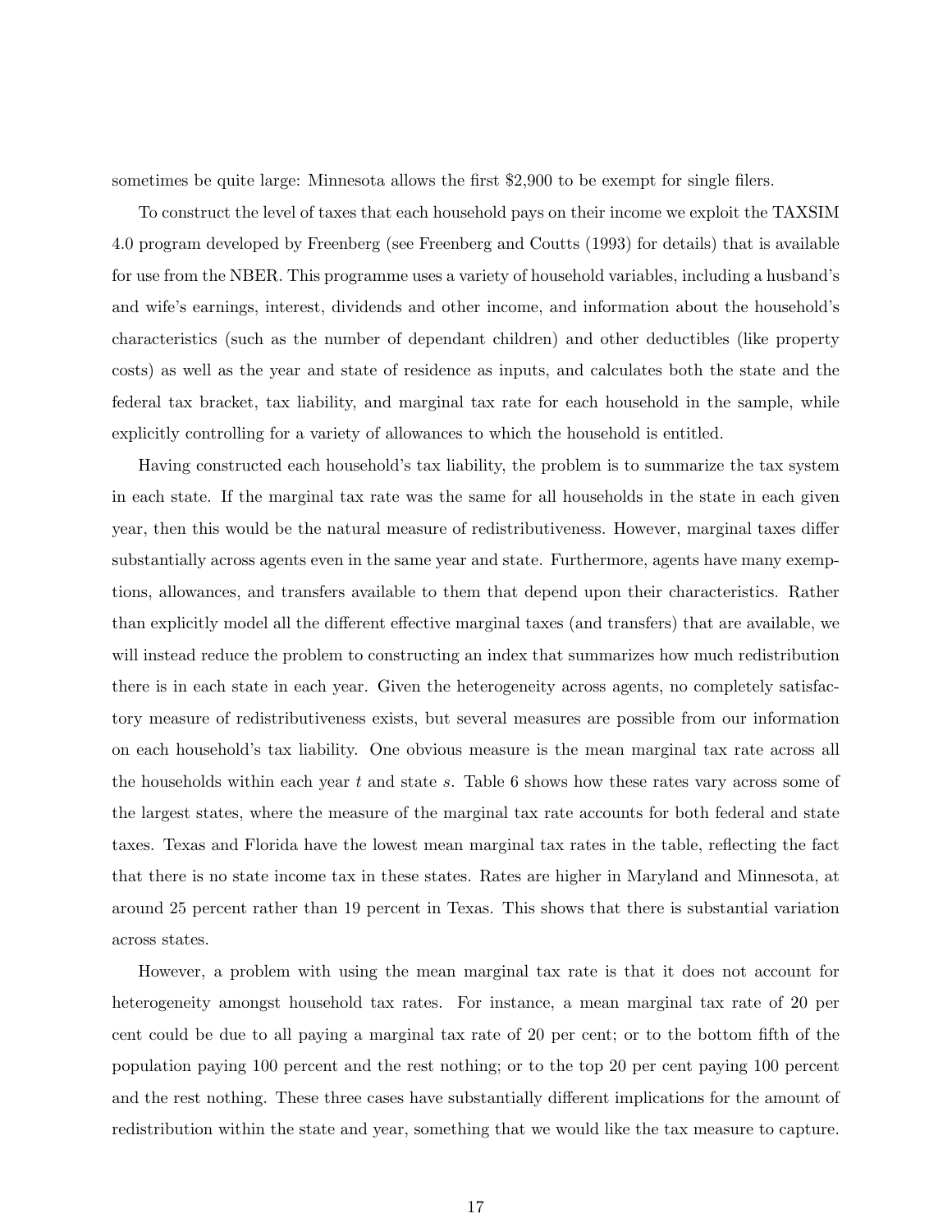sometimes be quite large: Minnesota allows the first $2,900 to be exempt for single filers.

To construct the level of taxes that each household pays on their income we exploit the TAXSIM 4.0 program developed by Freenberg (see Freenberg and Coutts (1993) for details) that is available for use from the NBER. This programme uses a variety of household variables, including a husband's and wife's earnings, interest, dividends and other income, and information about the household's characteristics (such as the number of dependant children) and other deductibles (like property costs) as well as the year and state of residence as inputs, and calculates both the state and the federal tax bracket, tax liability, and marginal tax rate for each household in the sample, while explicitly controlling for a variety of allowances to which the household is entitled.

Having constructed each household's tax liability, the problem is to summarize the tax system in each state. If the marginal tax rate was the same for all households in the state in each given year, then this would be the natural measure of redistributiveness. However, marginal taxes differ substantially across agents even in the same year and state. Furthermore, agents have many exemptions, allowances, and transfers available to them that depend upon their characteristics. Rather than explicitly model all the different effective marginal taxes (and transfers) that are available, we will instead reduce the problem to constructing an index that summarizes how much redistribution there is in each state in each year. Given the heterogeneity across agents, no completely satisfactory measure of redistributiveness exists, but several measures are possible from our information on each household's tax liability. One obvious measure is the mean marginal tax rate across all the households within each year $t$ and state $s$. Table 6 shows how these rates vary across some of the largest states, where the measure of the marginal tax rate accounts for both federal and state taxes. Texas and Florida have the lowest mean marginal tax rates in the table, reflecting the fact that there is no state income tax in these states. Rates are higher in Maryland and Minnesota, at around 25 percent rather than 19 percent in Texas. This shows that there is substantial variation across states.

However, a problem with using the mean marginal tax rate is that it does not account for heterogeneity amongst household tax rates. For instance, a mean marginal tax rate of 20 per cent could be due to all paying a marginal tax rate of 20 per cent; or to the bottom fifth of the population paying 100 percent and the rest nothing; or to the top 20 per cent paying 100 percent and the rest nothing. These three cases have substantially different implications for the amount of redistribution within the state and year, something that we would like the tax measure to capture.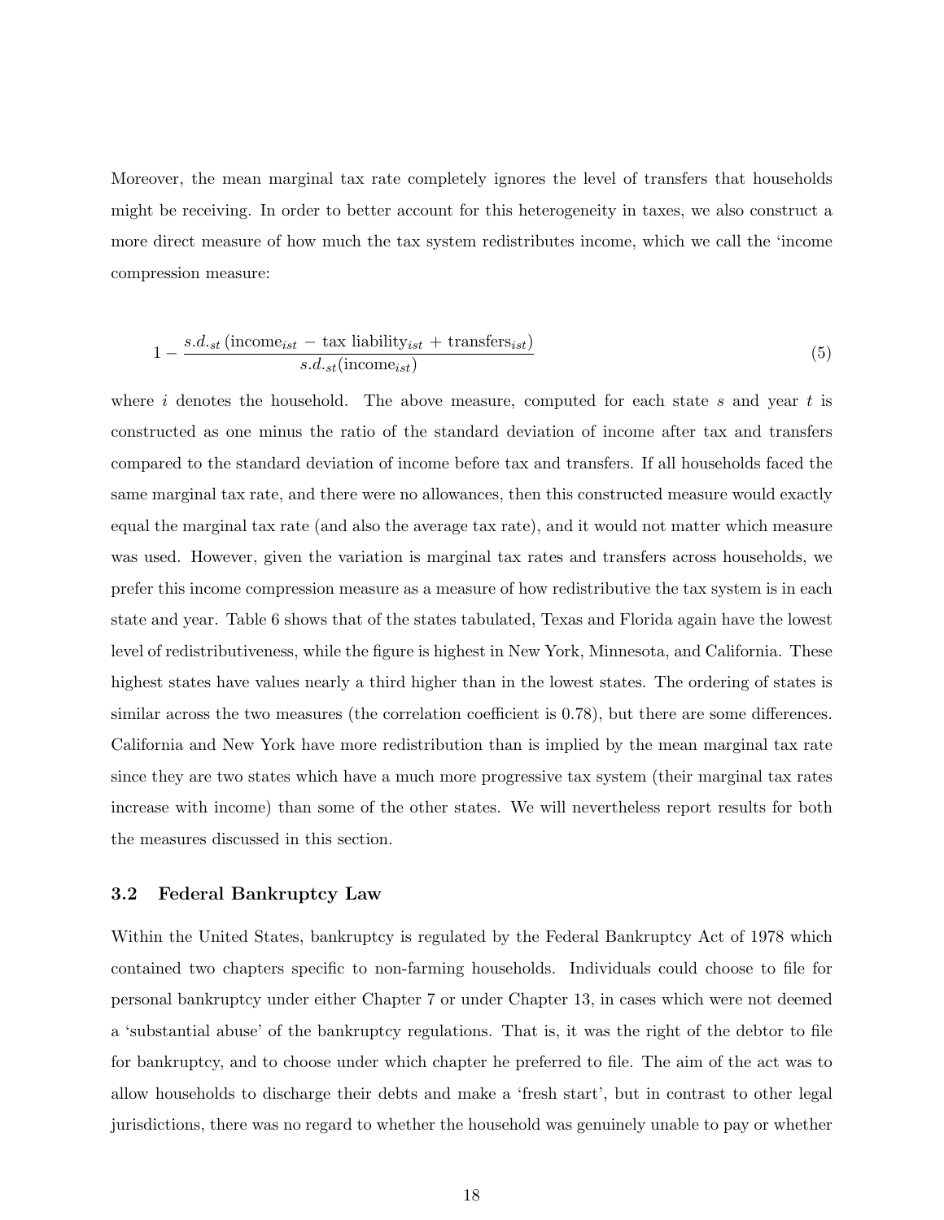Moreover, the mean marginal tax rate completely ignores the level of transfers that households might be receiving. In order to better account for this heterogeneity in taxes, we also construct a more direct measure of how much the tax system redistributes income, which we call the 'income compression measure:

$$1 - \frac{s.d._{st}\left(\text{income}_{ist} - \text{tax liability}_{ist} + \text{transfers}_{ist}\right)}{s.d._{st}(\text{income}_{ist})} \tag{5}$$

where $i$ denotes the household. The above measure, computed for each state $s$ and year $t$ is constructed as one minus the ratio of the standard deviation of income after tax and transfers compared to the standard deviation of income before tax and transfers. If all households faced the same marginal tax rate, and there were no allowances, then this constructed measure would exactly equal the marginal tax rate (and also the average tax rate), and it would not matter which measure was used. However, given the variation is marginal tax rates and transfers across households, we prefer this income compression measure as a measure of how redistributive the tax system is in each state and year. Table 6 shows that of the states tabulated, Texas and Florida again have the lowest level of redistributiveness, while the figure is highest in New York, Minnesota, and California. These highest states have values nearly a third higher than in the lowest states. The ordering of states is similar across the two measures (the correlation coefficient is 0.78), but there are some differences. California and New York have more redistribution than is implied by the mean marginal tax rate since they are two states which have a much more progressive tax system (their marginal tax rates increase with income) than some of the other states. We will nevertheless report results for both the measures discussed in this section.

### 3.2 Federal Bankruptcy Law

Within the United States, bankruptcy is regulated by the Federal Bankruptcy Act of 1978 which contained two chapters specific to non-farming households. Individuals could choose to file for personal bankruptcy under either Chapter 7 or under Chapter 13, in cases which were not deemed a 'substantial abuse' of the bankruptcy regulations. That is, it was the right of the debtor to file for bankruptcy, and to choose under which chapter he preferred to file. The aim of the act was to allow households to discharge their debts and make a 'fresh start', but in contrast to other legal jurisdictions, there was no regard to whether the household was genuinely unable to pay or whether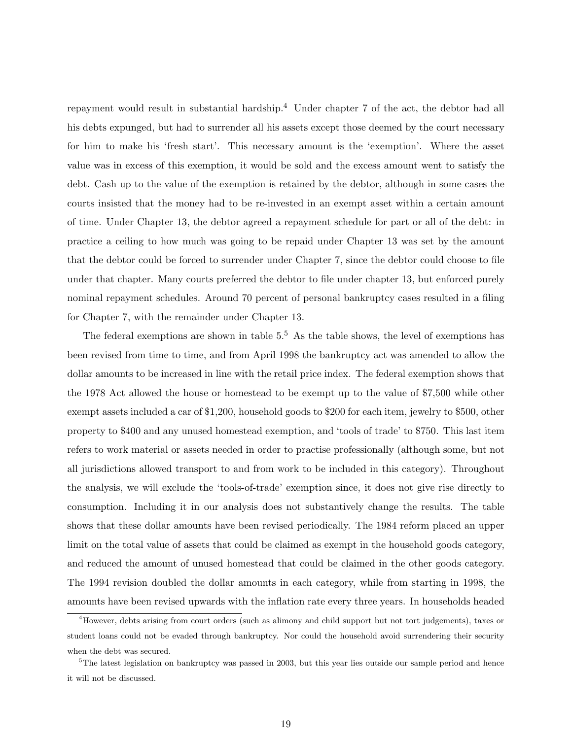repayment would result in substantial hardship.[4] Under chapter 7 of the act, the debtor had all his debts expunged, but had to surrender all his assets except those deemed by the court necessary for him to make his 'fresh start'. This necessary amount is the 'exemption'. Where the asset value was in excess of this exemption, it would be sold and the excess amount went to satisfy the debt. Cash up to the value of the exemption is retained by the debtor, although in some cases the courts insisted that the money had to be re-invested in an exempt asset within a certain amount of time. Under Chapter 13, the debtor agreed a repayment schedule for part or all of the debt: in practice a ceiling to how much was going to be repaid under Chapter 13 was set by the amount that the debtor could be forced to surrender under Chapter 7, since the debtor could choose to file under that chapter. Many courts preferred the debtor to file under chapter 13, but enforced purely nominal repayment schedules. Around 70 percent of personal bankruptcy cases resulted in a filing for Chapter 7, with the remainder under Chapter 13.

The federal exemptions are shown in table 5.[5] As the table shows, the level of exemptions has been revised from time to time, and from April 1998 the bankruptcy act was amended to allow the dollar amounts to be increased in line with the retail price index. The federal exemption shows that the 1978 Act allowed the house or homestead to be exempt up to the value of $7,500 while other exempt assets included a car of $1,200, household goods to $200 for each item, jewelry to $500, other property to $400 and any unused homestead exemption, and 'tools of trade' to $750. This last item refers to work material or assets needed in order to practise professionally (although some, but not all jurisdictions allowed transport to and from work to be included in this category). Throughout the analysis, we will exclude the 'tools-of-trade' exemption since, it does not give rise directly to consumption. Including it in our analysis does not substantively change the results. The table shows that these dollar amounts have been revised periodically. The 1984 reform placed an upper limit on the total value of assets that could be claimed as exempt in the household goods category, and reduced the amount of unused homestead that could be claimed in the other goods category. The 1994 revision doubled the dollar amounts in each category, while from starting in 1998, the amounts have been revised upwards with the inflation rate every three years. In households headed

[4]However, debts arising from court orders (such as alimony and child support but not tort judgements), taxes or student loans could not be evaded through bankruptcy. Nor could the household avoid surrendering their security when the debt was secured.

[5]The latest legislation on bankruptcy was passed in 2003, but this year lies outside our sample period and hence it will not be discussed.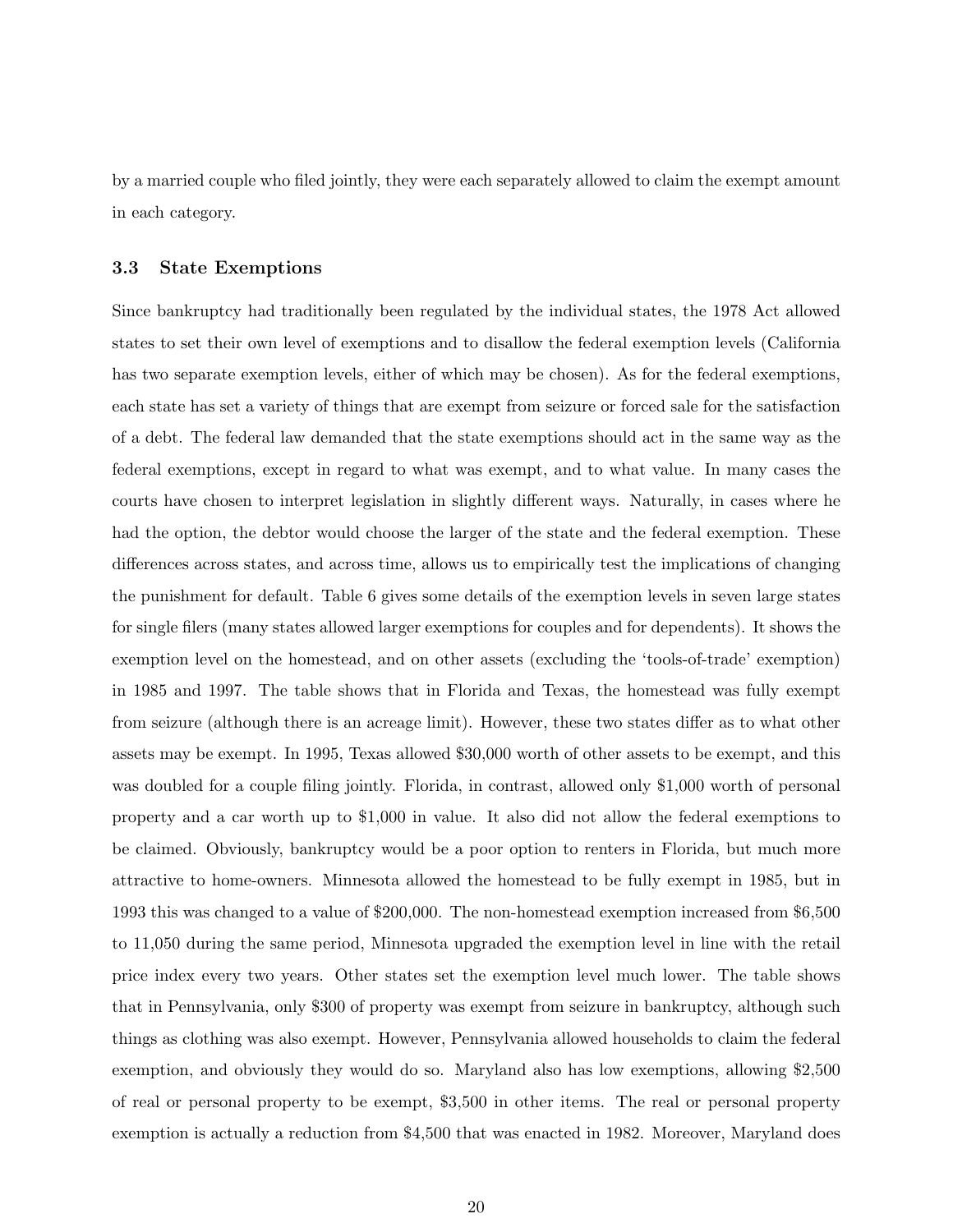by a married couple who filed jointly, they were each separately allowed to claim the exempt amount in each category.

### 3.3 State Exemptions

Since bankruptcy had traditionally been regulated by the individual states, the 1978 Act allowed states to set their own level of exemptions and to disallow the federal exemption levels (California has two separate exemption levels, either of which may be chosen). As for the federal exemptions, each state has set a variety of things that are exempt from seizure or forced sale for the satisfaction of a debt. The federal law demanded that the state exemptions should act in the same way as the federal exemptions, except in regard to what was exempt, and to what value. In many cases the courts have chosen to interpret legislation in slightly different ways. Naturally, in cases where he had the option, the debtor would choose the larger of the state and the federal exemption. These differences across states, and across time, allows us to empirically test the implications of changing the punishment for default. Table 6 gives some details of the exemption levels in seven large states for single filers (many states allowed larger exemptions for couples and for dependents). It shows the exemption level on the homestead, and on other assets (excluding the 'tools-of-trade' exemption) in 1985 and 1997. The table shows that in Florida and Texas, the homestead was fully exempt from seizure (although there is an acreage limit). However, these two states differ as to what other assets may be exempt. In 1995, Texas allowed $30,000 worth of other assets to be exempt, and this was doubled for a couple filing jointly. Florida, in contrast, allowed only $1,000 worth of personal property and a car worth up to $1,000 in value. It also did not allow the federal exemptions to be claimed. Obviously, bankruptcy would be a poor option to renters in Florida, but much more attractive to home-owners. Minnesota allowed the homestead to be fully exempt in 1985, but in 1993 this was changed to a value of $200,000. The non-homestead exemption increased from $6,500 to 11,050 during the same period, Minnesota upgraded the exemption level in line with the retail price index every two years. Other states set the exemption level much lower. The table shows that in Pennsylvania, only $300 of property was exempt from seizure in bankruptcy, although such things as clothing was also exempt. However, Pennsylvania allowed households to claim the federal exemption, and obviously they would do so. Maryland also has low exemptions, allowing $2,500 of real or personal property to be exempt, $3,500 in other items. The real or personal property exemption is actually a reduction from $4,500 that was enacted in 1982. Moreover, Maryland does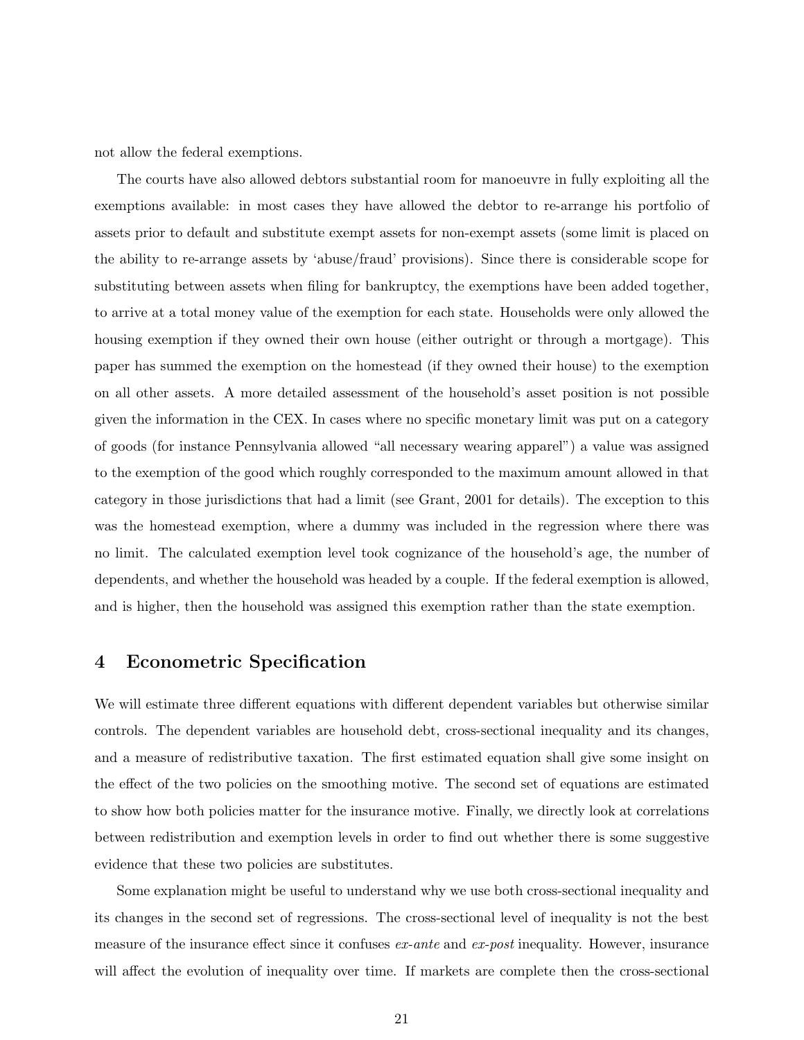not allow the federal exemptions.

The courts have also allowed debtors substantial room for manoeuvre in fully exploiting all the exemptions available: in most cases they have allowed the debtor to re-arrange his portfolio of assets prior to default and substitute exempt assets for non-exempt assets (some limit is placed on the ability to re-arrange assets by 'abuse/fraud' provisions). Since there is considerable scope for substituting between assets when filing for bankruptcy, the exemptions have been added together, to arrive at a total money value of the exemption for each state. Households were only allowed the housing exemption if they owned their own house (either outright or through a mortgage). This paper has summed the exemption on the homestead (if they owned their house) to the exemption on all other assets. A more detailed assessment of the household's asset position is not possible given the information in the CEX. In cases where no specific monetary limit was put on a category of goods (for instance Pennsylvania allowed "all necessary wearing apparel") a value was assigned to the exemption of the good which roughly corresponded to the maximum amount allowed in that category in those jurisdictions that had a limit (see Grant, 2001 for details). The exception to this was the homestead exemption, where a dummy was included in the regression where there was no limit. The calculated exemption level took cognizance of the household's age, the number of dependents, and whether the household was headed by a couple. If the federal exemption is allowed, and is higher, then the household was assigned this exemption rather than the state exemption.

# 4 Econometric Specification

We will estimate three different equations with different dependent variables but otherwise similar controls. The dependent variables are household debt, cross-sectional inequality and its changes, and a measure of redistributive taxation. The first estimated equation shall give some insight on the effect of the two policies on the smoothing motive. The second set of equations are estimated to show how both policies matter for the insurance motive. Finally, we directly look at correlations between redistribution and exemption levels in order to find out whether there is some suggestive evidence that these two policies are substitutes.

Some explanation might be useful to understand why we use both cross-sectional inequality and its changes in the second set of regressions. The cross-sectional level of inequality is not the best measure of the insurance effect since it confuses *ex-ante* and *ex-post* inequality. However, insurance will affect the evolution of inequality over time. If markets are complete then the cross-sectional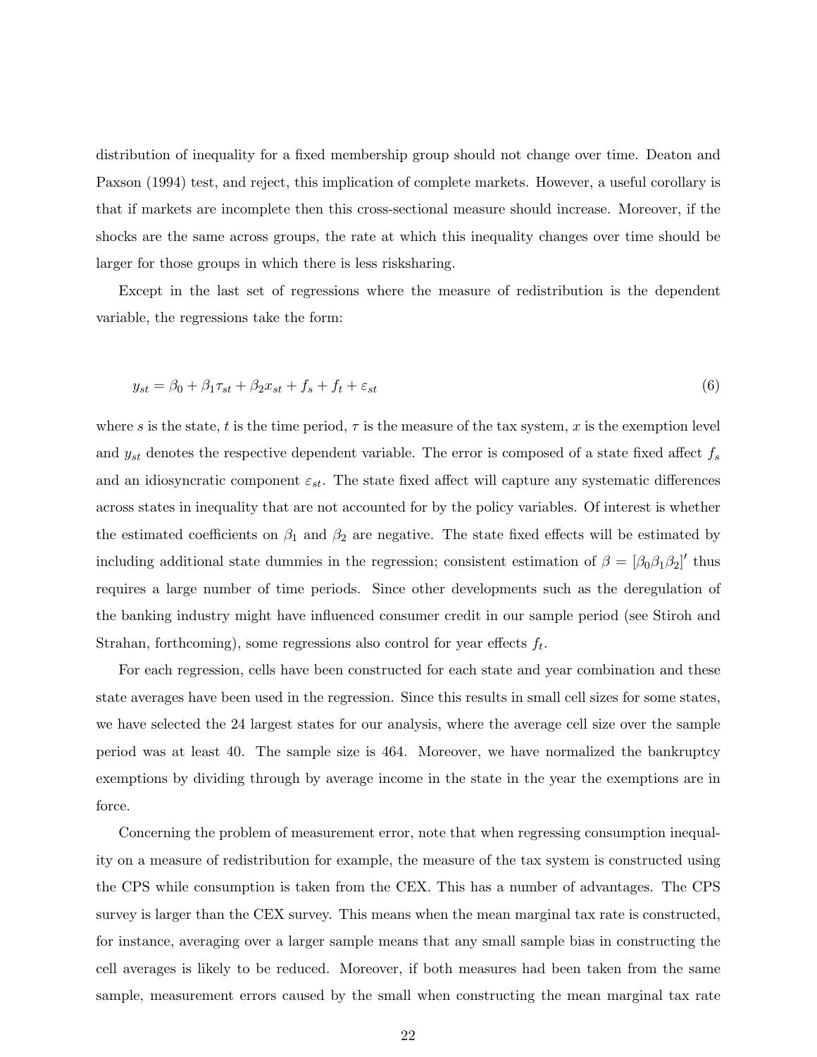distribution of inequality for a fixed membership group should not change over time. Deaton and Paxson (1994) test, and reject, this implication of complete markets. However, a useful corollary is that if markets are incomplete then this cross-sectional measure should increase. Moreover, if the shocks are the same across groups, the rate at which this inequality changes over time should be larger for those groups in which there is less risksharing.

Except in the last set of regressions where the measure of redistribution is the dependent variable, the regressions take the form:

$$y_{st} = \beta_0 + \beta_1 \tau_{st} + \beta_2 x_{st} + f_s + f_t + \varepsilon_{st} \tag{6}$$

where $s$ is the state, $t$ is the time period, $\tau$ is the measure of the tax system, $x$ is the exemption level and $y_{st}$ denotes the respective dependent variable. The error is composed of a state fixed affect $f_s$ and an idiosyncratic component $\varepsilon_{st}$. The state fixed affect will capture any systematic differences across states in inequality that are not accounted for by the policy variables. Of interest is whether the estimated coefficients on $\beta_1$ and $\beta_2$ are negative. The state fixed effects will be estimated by including additional state dummies in the regression; consistent estimation of $\beta = [\beta_0 \beta_1 \beta_2]'$ thus requires a large number of time periods. Since other developments such as the deregulation of the banking industry might have influenced consumer credit in our sample period (see Stiroh and Strahan, forthcoming), some regressions also control for year effects $f_t$.

For each regression, cells have been constructed for each state and year combination and these state averages have been used in the regression. Since this results in small cell sizes for some states, we have selected the 24 largest states for our analysis, where the average cell size over the sample period was at least 40. The sample size is 464. Moreover, we have normalized the bankruptcy exemptions by dividing through by average income in the state in the year the exemptions are in force.

Concerning the problem of measurement error, note that when regressing consumption inequality on a measure of redistribution for example, the measure of the tax system is constructed using the CPS while consumption is taken from the CEX. This has a number of advantages. The CPS survey is larger than the CEX survey. This means when the mean marginal tax rate is constructed, for instance, averaging over a larger sample means that any small sample bias in constructing the cell averages is likely to be reduced. Moreover, if both measures had been taken from the same sample, measurement errors caused by the small when constructing the mean marginal tax rate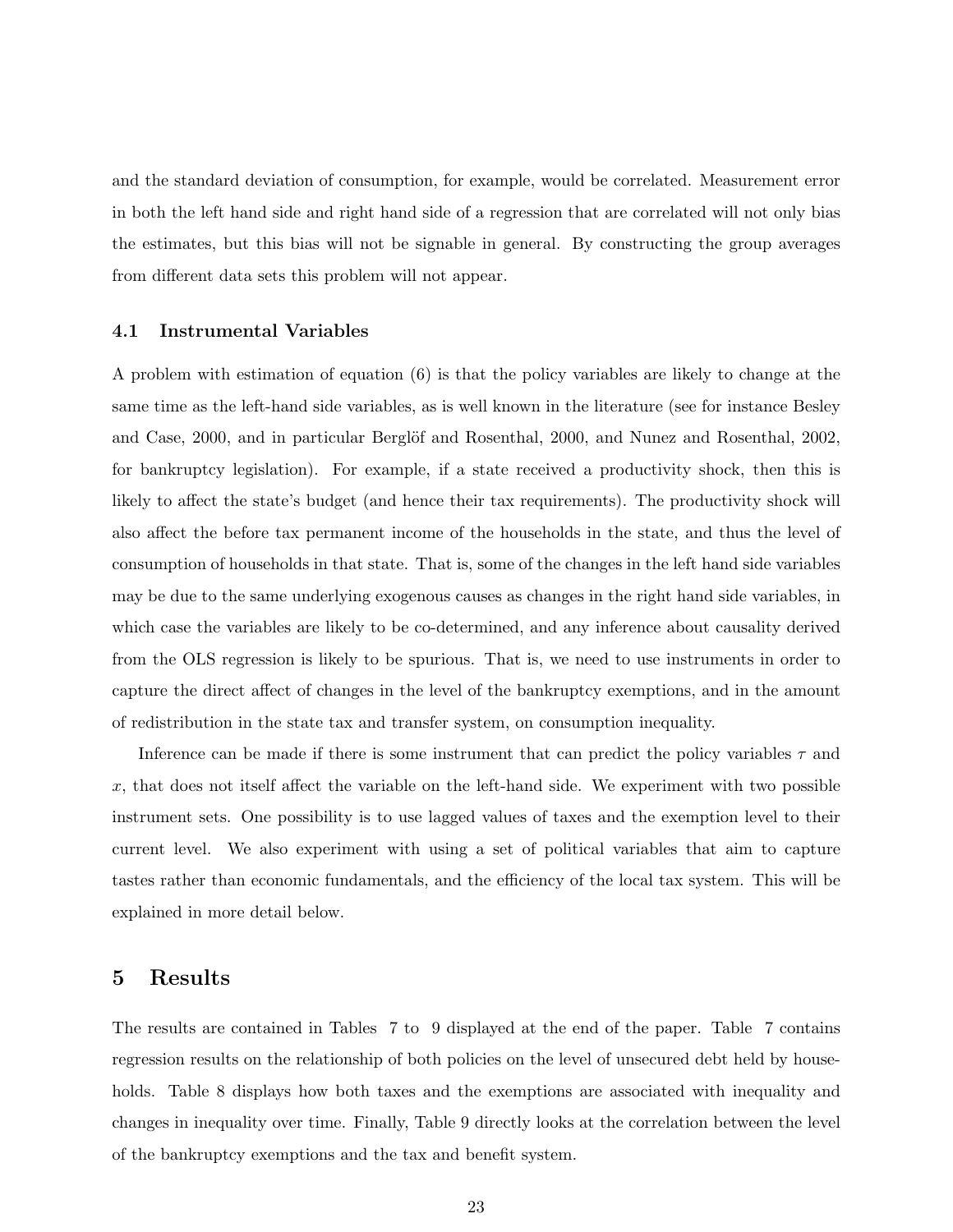and the standard deviation of consumption, for example, would be correlated. Measurement error in both the left hand side and right hand side of a regression that are correlated will not only bias the estimates, but this bias will not be signable in general. By constructing the group averages from different data sets this problem will not appear.

### 4.1 Instrumental Variables

A problem with estimation of equation (6) is that the policy variables are likely to change at the same time as the left-hand side variables, as is well known in the literature (see for instance Besley and Case, 2000, and in particular Berglöf and Rosenthal, 2000, and Nunez and Rosenthal, 2002, for bankruptcy legislation). For example, if a state received a productivity shock, then this is likely to affect the state's budget (and hence their tax requirements). The productivity shock will also affect the before tax permanent income of the households in the state, and thus the level of consumption of households in that state. That is, some of the changes in the left hand side variables may be due to the same underlying exogenous causes as changes in the right hand side variables, in which case the variables are likely to be co-determined, and any inference about causality derived from the OLS regression is likely to be spurious. That is, we need to use instruments in order to capture the direct affect of changes in the level of the bankruptcy exemptions, and in the amount of redistribution in the state tax and transfer system, on consumption inequality.

Inference can be made if there is some instrument that can predict the policy variables $\tau$ and $x$, that does not itself affect the variable on the left-hand side. We experiment with two possible instrument sets. One possibility is to use lagged values of taxes and the exemption level to their current level. We also experiment with using a set of political variables that aim to capture tastes rather than economic fundamentals, and the efficiency of the local tax system. This will be explained in more detail below.

## 5 Results

The results are contained in Tables 7 to 9 displayed at the end of the paper. Table 7 contains regression results on the relationship of both policies on the level of unsecured debt held by households. Table 8 displays how both taxes and the exemptions are associated with inequality and changes in inequality over time. Finally, Table 9 directly looks at the correlation between the level of the bankruptcy exemptions and the tax and benefit system.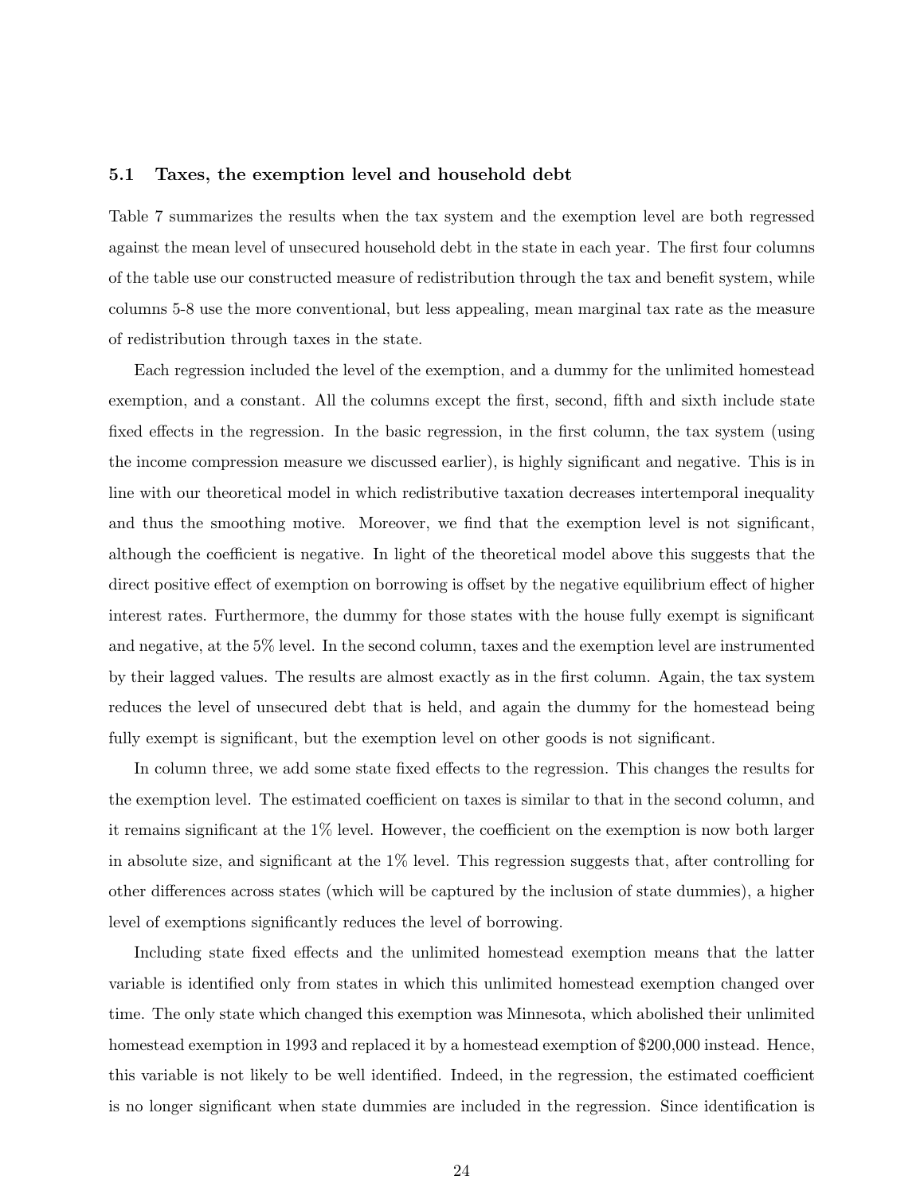### 5.1 Taxes, the exemption level and household debt

Table 7 summarizes the results when the tax system and the exemption level are both regressed against the mean level of unsecured household debt in the state in each year. The first four columns of the table use our constructed measure of redistribution through the tax and benefit system, while columns 5-8 use the more conventional, but less appealing, mean marginal tax rate as the measure of redistribution through taxes in the state.

Each regression included the level of the exemption, and a dummy for the unlimited homestead exemption, and a constant. All the columns except the first, second, fifth and sixth include state fixed effects in the regression. In the basic regression, in the first column, the tax system (using the income compression measure we discussed earlier), is highly significant and negative. This is in line with our theoretical model in which redistributive taxation decreases intertemporal inequality and thus the smoothing motive. Moreover, we find that the exemption level is not significant, although the coefficient is negative. In light of the theoretical model above this suggests that the direct positive effect of exemption on borrowing is offset by the negative equilibrium effect of higher interest rates. Furthermore, the dummy for those states with the house fully exempt is significant and negative, at the 5% level. In the second column, taxes and the exemption level are instrumented by their lagged values. The results are almost exactly as in the first column. Again, the tax system reduces the level of unsecured debt that is held, and again the dummy for the homestead being fully exempt is significant, but the exemption level on other goods is not significant.

In column three, we add some state fixed effects to the regression. This changes the results for the exemption level. The estimated coefficient on taxes is similar to that in the second column, and it remains significant at the 1% level. However, the coefficient on the exemption is now both larger in absolute size, and significant at the 1% level. This regression suggests that, after controlling for other differences across states (which will be captured by the inclusion of state dummies), a higher level of exemptions significantly reduces the level of borrowing.

Including state fixed effects and the unlimited homestead exemption means that the latter variable is identified only from states in which this unlimited homestead exemption changed over time. The only state which changed this exemption was Minnesota, which abolished their unlimited homestead exemption in 1993 and replaced it by a homestead exemption of $200,000 instead. Hence, this variable is not likely to be well identified. Indeed, in the regression, the estimated coefficient is no longer significant when state dummies are included in the regression. Since identification is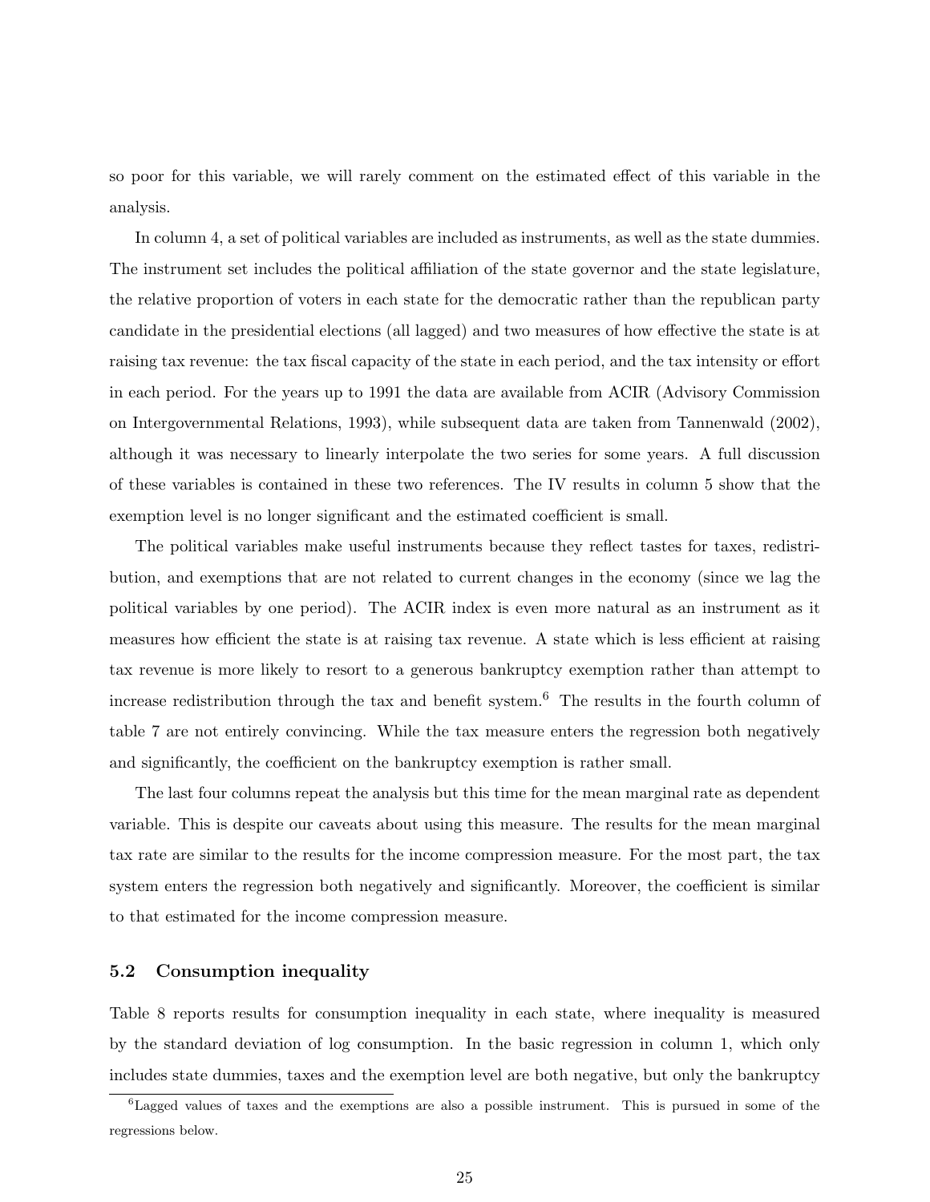so poor for this variable, we will rarely comment on the estimated effect of this variable in the analysis.

In column 4, a set of political variables are included as instruments, as well as the state dummies. The instrument set includes the political affiliation of the state governor and the state legislature, the relative proportion of voters in each state for the democratic rather than the republican party candidate in the presidential elections (all lagged) and two measures of how effective the state is at raising tax revenue: the tax fiscal capacity of the state in each period, and the tax intensity or effort in each period. For the years up to 1991 the data are available from ACIR (Advisory Commission on Intergovernmental Relations, 1993), while subsequent data are taken from Tannenwald (2002), although it was necessary to linearly interpolate the two series for some years. A full discussion of these variables is contained in these two references. The IV results in column 5 show that the exemption level is no longer significant and the estimated coefficient is small.

The political variables make useful instruments because they reflect tastes for taxes, redistribution, and exemptions that are not related to current changes in the economy (since we lag the political variables by one period). The ACIR index is even more natural as an instrument as it measures how efficient the state is at raising tax revenue. A state which is less efficient at raising tax revenue is more likely to resort to a generous bankruptcy exemption rather than attempt to increase redistribution through the tax and benefit system.[6] The results in the fourth column of table 7 are not entirely convincing. While the tax measure enters the regression both negatively and significantly, the coefficient on the bankruptcy exemption is rather small.

The last four columns repeat the analysis but this time for the mean marginal rate as dependent variable. This is despite our caveats about using this measure. The results for the mean marginal tax rate are similar to the results for the income compression measure. For the most part, the tax system enters the regression both negatively and significantly. Moreover, the coefficient is similar to that estimated for the income compression measure.

### 5.2 Consumption inequality

Table 8 reports results for consumption inequality in each state, where inequality is measured by the standard deviation of log consumption. In the basic regression in column 1, which only includes state dummies, taxes and the exemption level are both negative, but only the bankruptcy

[6] Lagged values of taxes and the exemptions are also a possible instrument. This is pursued in some of the regressions below.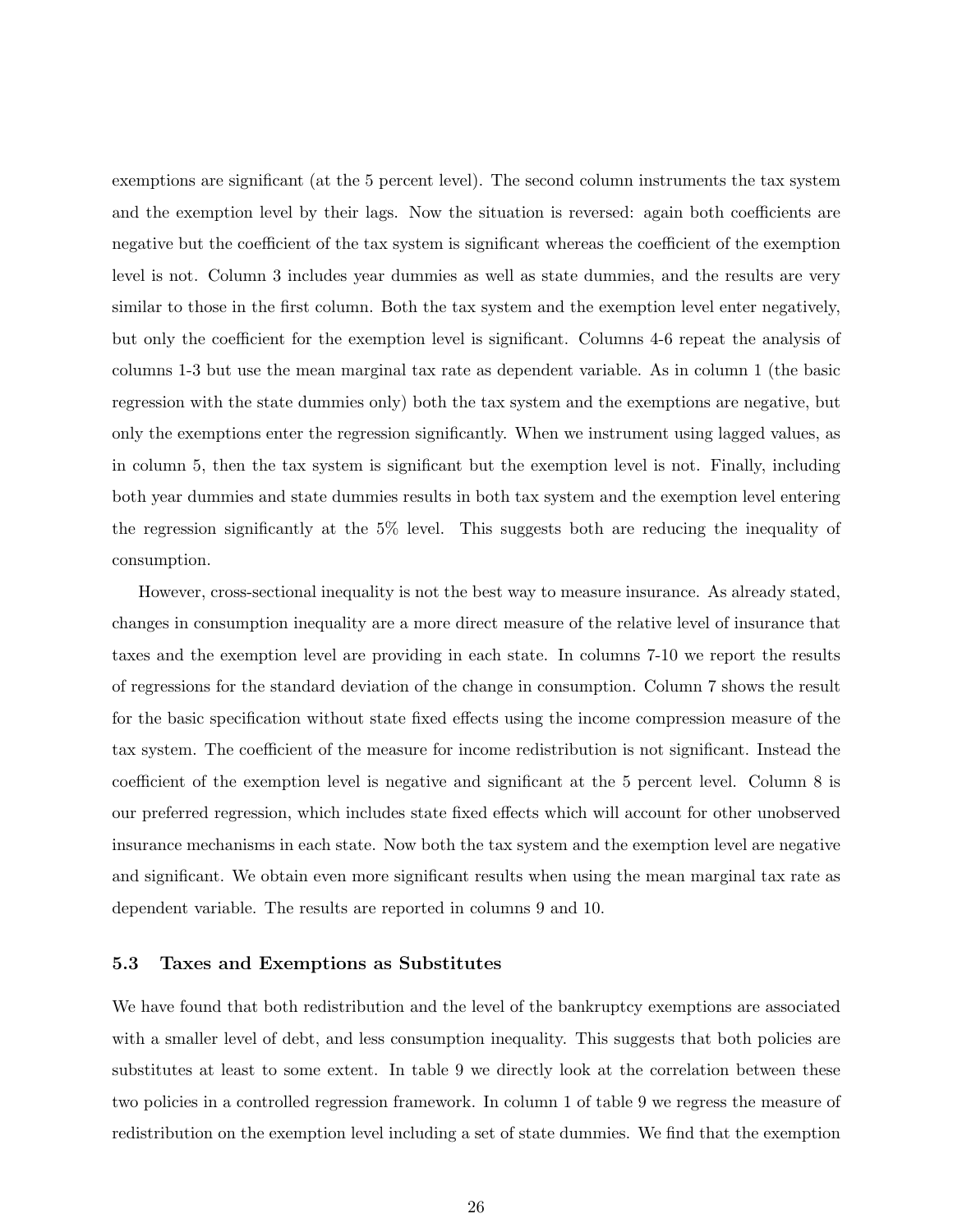exemptions are significant (at the 5 percent level). The second column instruments the tax system and the exemption level by their lags. Now the situation is reversed: again both coefficients are negative but the coefficient of the tax system is significant whereas the coefficient of the exemption level is not. Column 3 includes year dummies as well as state dummies, and the results are very similar to those in the first column. Both the tax system and the exemption level enter negatively, but only the coefficient for the exemption level is significant. Columns 4-6 repeat the analysis of columns 1-3 but use the mean marginal tax rate as dependent variable. As in column 1 (the basic regression with the state dummies only) both the tax system and the exemptions are negative, but only the exemptions enter the regression significantly. When we instrument using lagged values, as in column 5, then the tax system is significant but the exemption level is not. Finally, including both year dummies and state dummies results in both tax system and the exemption level entering the regression significantly at the 5% level. This suggests both are reducing the inequality of consumption.

However, cross-sectional inequality is not the best way to measure insurance. As already stated, changes in consumption inequality are a more direct measure of the relative level of insurance that taxes and the exemption level are providing in each state. In columns 7-10 we report the results of regressions for the standard deviation of the change in consumption. Column 7 shows the result for the basic specification without state fixed effects using the income compression measure of the tax system. The coefficient of the measure for income redistribution is not significant. Instead the coefficient of the exemption level is negative and significant at the 5 percent level. Column 8 is our preferred regression, which includes state fixed effects which will account for other unobserved insurance mechanisms in each state. Now both the tax system and the exemption level are negative and significant. We obtain even more significant results when using the mean marginal tax rate as dependent variable. The results are reported in columns 9 and 10.

### 5.3 Taxes and Exemptions as Substitutes

We have found that both redistribution and the level of the bankruptcy exemptions are associated with a smaller level of debt, and less consumption inequality. This suggests that both policies are substitutes at least to some extent. In table 9 we directly look at the correlation between these two policies in a controlled regression framework. In column 1 of table 9 we regress the measure of redistribution on the exemption level including a set of state dummies. We find that the exemption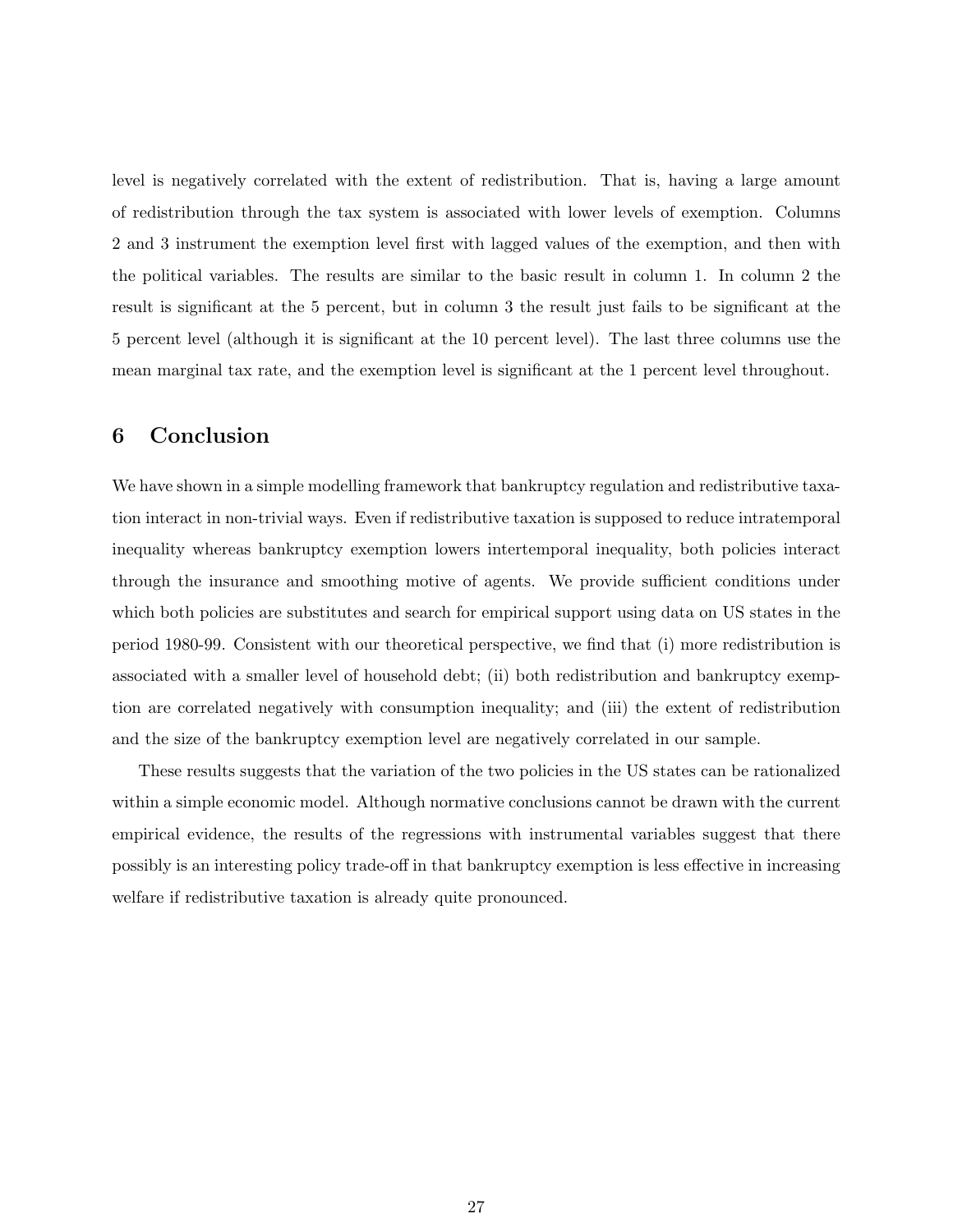level is negatively correlated with the extent of redistribution. That is, having a large amount of redistribution through the tax system is associated with lower levels of exemption. Columns 2 and 3 instrument the exemption level first with lagged values of the exemption, and then with the political variables. The results are similar to the basic result in column 1. In column 2 the result is significant at the 5 percent, but in column 3 the result just fails to be significant at the 5 percent level (although it is significant at the 10 percent level). The last three columns use the mean marginal tax rate, and the exemption level is significant at the 1 percent level throughout.

## 6 Conclusion

We have shown in a simple modelling framework that bankruptcy regulation and redistributive taxation interact in non-trivial ways. Even if redistributive taxation is supposed to reduce intratemporal inequality whereas bankruptcy exemption lowers intertemporal inequality, both policies interact through the insurance and smoothing motive of agents. We provide sufficient conditions under which both policies are substitutes and search for empirical support using data on US states in the period 1980-99. Consistent with our theoretical perspective, we find that (i) more redistribution is associated with a smaller level of household debt; (ii) both redistribution and bankruptcy exemption are correlated negatively with consumption inequality; and (iii) the extent of redistribution and the size of the bankruptcy exemption level are negatively correlated in our sample.

These results suggests that the variation of the two policies in the US states can be rationalized within a simple economic model. Although normative conclusions cannot be drawn with the current empirical evidence, the results of the regressions with instrumental variables suggest that there possibly is an interesting policy trade-off in that bankruptcy exemption is less effective in increasing welfare if redistributive taxation is already quite pronounced.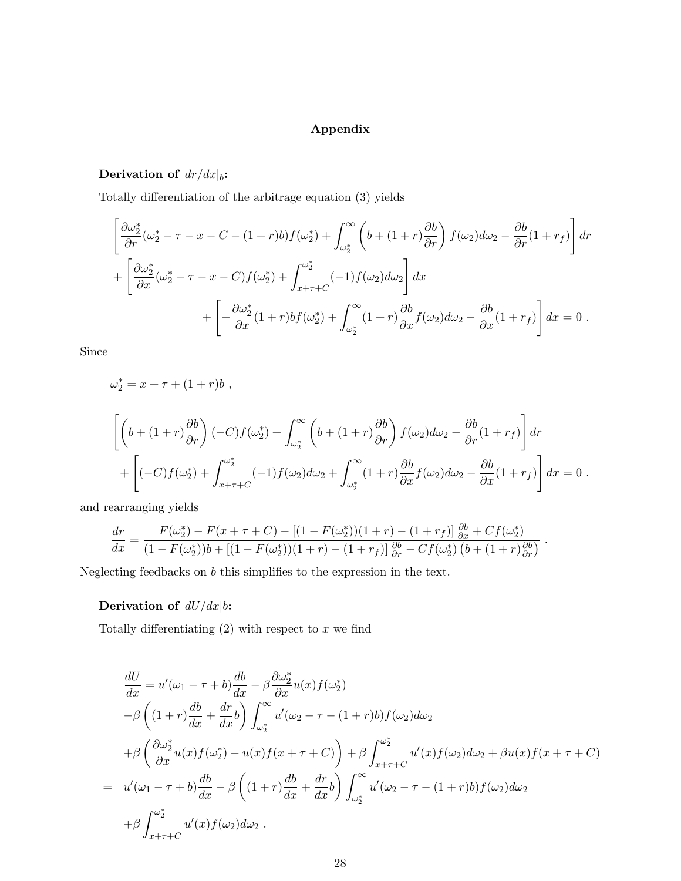## Appendix

**Derivation of $dr/dx|_b$:**

Totally differentiation of the arbitrage equation (3) yields

$$\left[\frac{\partial \omega_2^*}{\partial r}(\omega_2^* - \tau - x - C - (1+r)b)f(\omega_2^*) + \int_{\omega_2^*}^{\infty}\left(b + (1+r)\frac{\partial b}{\partial r}\right)f(\omega_2)d\omega_2 - \frac{\partial b}{\partial r}(1+r_f)\right]dr$$

$$+\left[\frac{\partial \omega_2^*}{\partial x}(\omega_2^* - \tau - x - C)f(\omega_2^*) + \int_{x+\tau+C}^{\omega_2^*}(-1)f(\omega_2)d\omega_2\right]dx$$

$$+\left[-\frac{\partial \omega_2^*}{\partial x}(1+r)bf(\omega_2^*) + \int_{\omega_2^*}^{\infty}(1+r)\frac{\partial b}{\partial x}f(\omega_2)d\omega_2 - \frac{\partial b}{\partial x}(1+r_f)\right]dx = 0 \; .$$

Since

$$\omega_2^* = x + \tau + (1+r)b \; ,$$

$$\left[\left(b + (1+r)\frac{\partial b}{\partial r}\right)(-C)f(\omega_2^*) + \int_{\omega_2^*}^{\infty}\left(b + (1+r)\frac{\partial b}{\partial r}\right)f(\omega_2)d\omega_2 - \frac{\partial b}{\partial r}(1+r_f)\right]dr$$

$$+\left[(-C)f(\omega_2^*) + \int_{x+\tau+C}^{\omega_2^*}(-1)f(\omega_2)d\omega_2 + \int_{\omega_2^*}^{\infty}(1+r)\frac{\partial b}{\partial x}f(\omega_2)d\omega_2 - \frac{\partial b}{\partial x}(1+r_f)\right]dx = 0 \; .$$

and rearranging yields

$$\frac{dr}{dx} = \frac{F(\omega_2^*) - F(x+\tau+C) - [(1-F(\omega_2^*))(1+r) - (1+r_f)]\frac{\partial b}{\partial x} + Cf(\omega_2^*)}{(1-F(\omega_2^*))b + [(1-F(\omega_2^*))(1+r) - (1+r_f)]\frac{\partial b}{\partial r} - Cf(\omega_2^*)\left(b + (1+r)\frac{\partial b}{\partial r}\right)} \; .$$

Neglecting feedbacks on $b$ this simplifies to the expression in the text.

**Derivation of $dU/dx|b$:**

Totally differentiating (2) with respect to $x$ we find

$$\begin{aligned}
\frac{dU}{dx} &= u'(\omega_1 - \tau + b)\frac{db}{dx} - \beta\frac{\partial \omega_2^*}{\partial x}u(x)f(\omega_2^*) \\
&\quad -\beta\left((1+r)\frac{db}{dx} + \frac{dr}{dx}b\right)\int_{\omega_2^*}^{\infty}u'(\omega_2 - \tau - (1+r)b)f(\omega_2)d\omega_2 \\
&\quad +\beta\left(\frac{\partial \omega_2^*}{\partial x}u(x)f(\omega_2^*) - u(x)f(x+\tau+C)\right) + \beta\int_{x+\tau+C}^{\omega_2^*}u'(x)f(\omega_2)d\omega_2 + \beta u(x)f(x+\tau+C) \\
&= u'(\omega_1 - \tau + b)\frac{db}{dx} - \beta\left((1+r)\frac{db}{dx} + \frac{dr}{dx}b\right)\int_{\omega_2^*}^{\infty}u'(\omega_2 - \tau - (1+r)b)f(\omega_2)d\omega_2 \\
&\quad +\beta\int_{x+\tau+C}^{\omega_2^*}u'(x)f(\omega_2)d\omega_2 \; .
\end{aligned}$$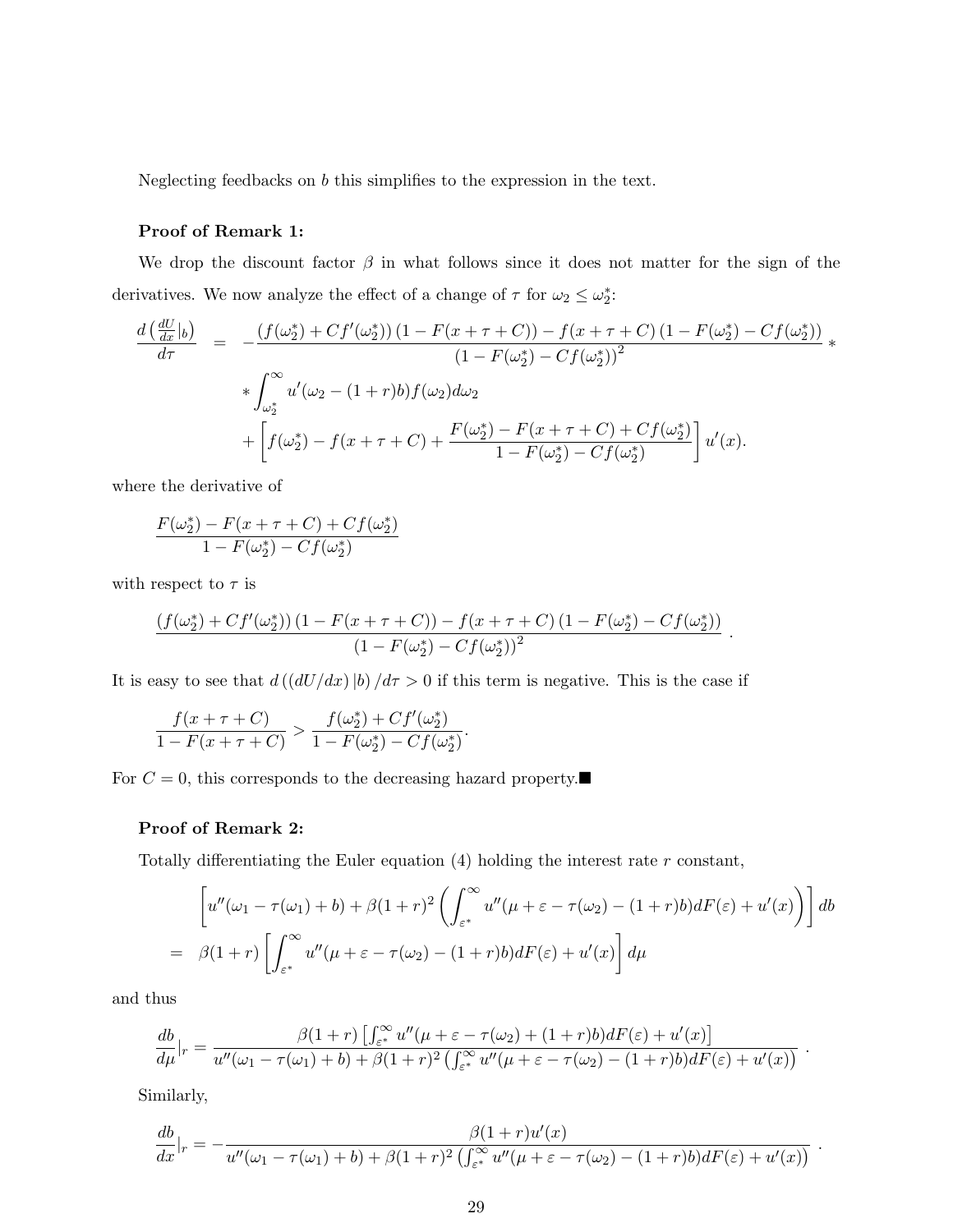Neglecting feedbacks on $b$ this simplifies to the expression in the text.

**Proof of Remark 1:**

We drop the discount factor $\beta$ in what follows since it does not matter for the sign of the derivatives. We now analyze the effect of a change of $\tau$ for $\omega_2 \leq \omega_2^*$:

$$
\begin{aligned}
\frac{d\left(\frac{dU}{dx}|_b\right)}{d\tau} &= -\frac{\left(f(\omega_2^*) + Cf'(\omega_2^*)\right)\left(1 - F(x+\tau+C)\right) - f(x+\tau+C)\left(1 - F(\omega_2^*) - Cf(\omega_2^*)\right)}{\left(1 - F(\omega_2^*) - Cf(\omega_2^*)\right)^2} * \\
&\quad * \int_{\omega_2^*}^{\infty} u'(\omega_2 - (1+r)b) f(\omega_2) d\omega_2 \\
&\quad + \left[ f(\omega_2^*) - f(x+\tau+C) + \frac{F(\omega_2^*) - F(x+\tau+C) + Cf(\omega_2^*)}{1 - F(\omega_2^*) - Cf(\omega_2^*)} \right] u'(x).
\end{aligned}
$$

where the derivative of

$$
\frac{F(\omega_2^*) - F(x+\tau+C) + Cf(\omega_2^*)}{1 - F(\omega_2^*) - Cf(\omega_2^*)}
$$

with respect to $\tau$ is

$$
\frac{\left(f(\omega_2^*) + Cf'(\omega_2^*)\right)\left(1 - F(x+\tau+C)\right) - f(x+\tau+C)\left(1 - F(\omega_2^*) - Cf(\omega_2^*)\right)}{\left(1 - F(\omega_2^*) - Cf(\omega_2^*)\right)^2} .
$$

It is easy to see that $d\left((dU/dx)|b\right)/d\tau > 0$ if this term is negative. This is the case if

$$
\frac{f(x+\tau+C)}{1 - F(x+\tau+C)} > \frac{f(\omega_2^*) + Cf'(\omega_2^*)}{1 - F(\omega_2^*) - Cf(\omega_2^*)}.
$$

For $C = 0$, this corresponds to the decreasing hazard property.■

**Proof of Remark 2:**

Totally differentiating the Euler equation (4) holding the interest rate $r$ constant,

$$
\begin{aligned}
&\left[ u''(\omega_1 - \tau(\omega_1) + b) + \beta(1+r)^2 \left( \int_{\varepsilon^*}^{\infty} u''(\mu + \varepsilon - \tau(\omega_2) - (1+r)b) dF(\varepsilon) + u'(x) \right) \right] db \\
= \;& \beta(1+r) \left[ \int_{\varepsilon^*}^{\infty} u''(\mu + \varepsilon - \tau(\omega_2) - (1+r)b) dF(\varepsilon) + u'(x) \right] d\mu
\end{aligned}
$$

and thus

$$
\frac{db}{d\mu}|_r = \frac{\beta(1+r)\left[\int_{\varepsilon^*}^{\infty} u''(\mu + \varepsilon - \tau(\omega_2) + (1+r)b) dF(\varepsilon) + u'(x)\right]}{u''(\omega_1 - \tau(\omega_1) + b) + \beta(1+r)^2 \left(\int_{\varepsilon^*}^{\infty} u''(\mu + \varepsilon - \tau(\omega_2) - (1+r)b) dF(\varepsilon) + u'(x)\right)} .
$$

Similarly,

$$
\frac{db}{dx}|_r = -\frac{\beta(1+r)u'(x)}{u''(\omega_1 - \tau(\omega_1) + b) + \beta(1+r)^2 \left(\int_{\varepsilon^*}^{\infty} u''(\mu + \varepsilon - \tau(\omega_2) - (1+r)b) dF(\varepsilon) + u'(x)\right)} .
$$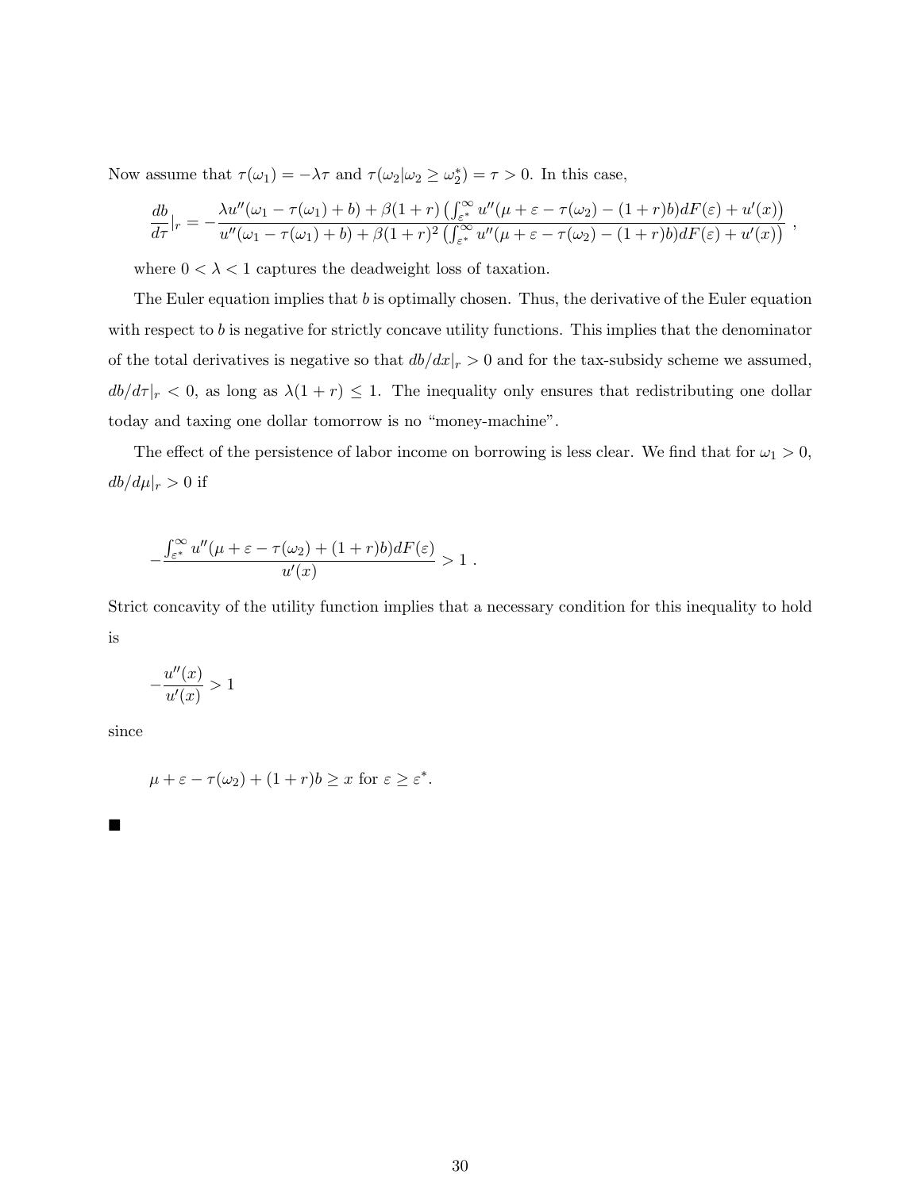Now assume that $\tau(\omega_1) = -\lambda\tau$ and $\tau(\omega_2|\omega_2 \geq \omega_2^*) = \tau > 0$. In this case,

$$\frac{db}{d\tau}|_r = -\frac{\lambda u''(\omega_1 - \tau(\omega_1) + b) + \beta(1+r)\left(\int_{\varepsilon^*}^{\infty} u''(\mu + \varepsilon - \tau(\omega_2) - (1+r)b)dF(\varepsilon) + u'(x)\right)}{u''(\omega_1 - \tau(\omega_1) + b) + \beta(1+r)^2\left(\int_{\varepsilon^*}^{\infty} u''(\mu + \varepsilon - \tau(\omega_2) - (1+r)b)dF(\varepsilon) + u'(x)\right)} ,$$

where $0 < \lambda < 1$ captures the deadweight loss of taxation.

The Euler equation implies that $b$ is optimally chosen. Thus, the derivative of the Euler equation with respect to $b$ is negative for strictly concave utility functions. This implies that the denominator of the total derivatives is negative so that $db/dx|_r > 0$ and for the tax-subsidy scheme we assumed, $db/d\tau|_r < 0$, as long as $\lambda(1+r) \leq 1$. The inequality only ensures that redistributing one dollar today and taxing one dollar tomorrow is no "money-machine".

The effect of the persistence of labor income on borrowing is less clear. We find that for $\omega_1 > 0$, $db/d\mu|_r > 0$ if

$$-\frac{\int_{\varepsilon^*}^{\infty} u''(\mu + \varepsilon - \tau(\omega_2) + (1+r)b)dF(\varepsilon)}{u'(x)} > 1 .$$

Strict concavity of the utility function implies that a necessary condition for this inequality to hold is

$$-\frac{u''(x)}{u'(x)} > 1$$

since

$$\mu + \varepsilon - \tau(\omega_2) + (1+r)b \geq x \text{ for } \varepsilon \geq \varepsilon^*.$$

■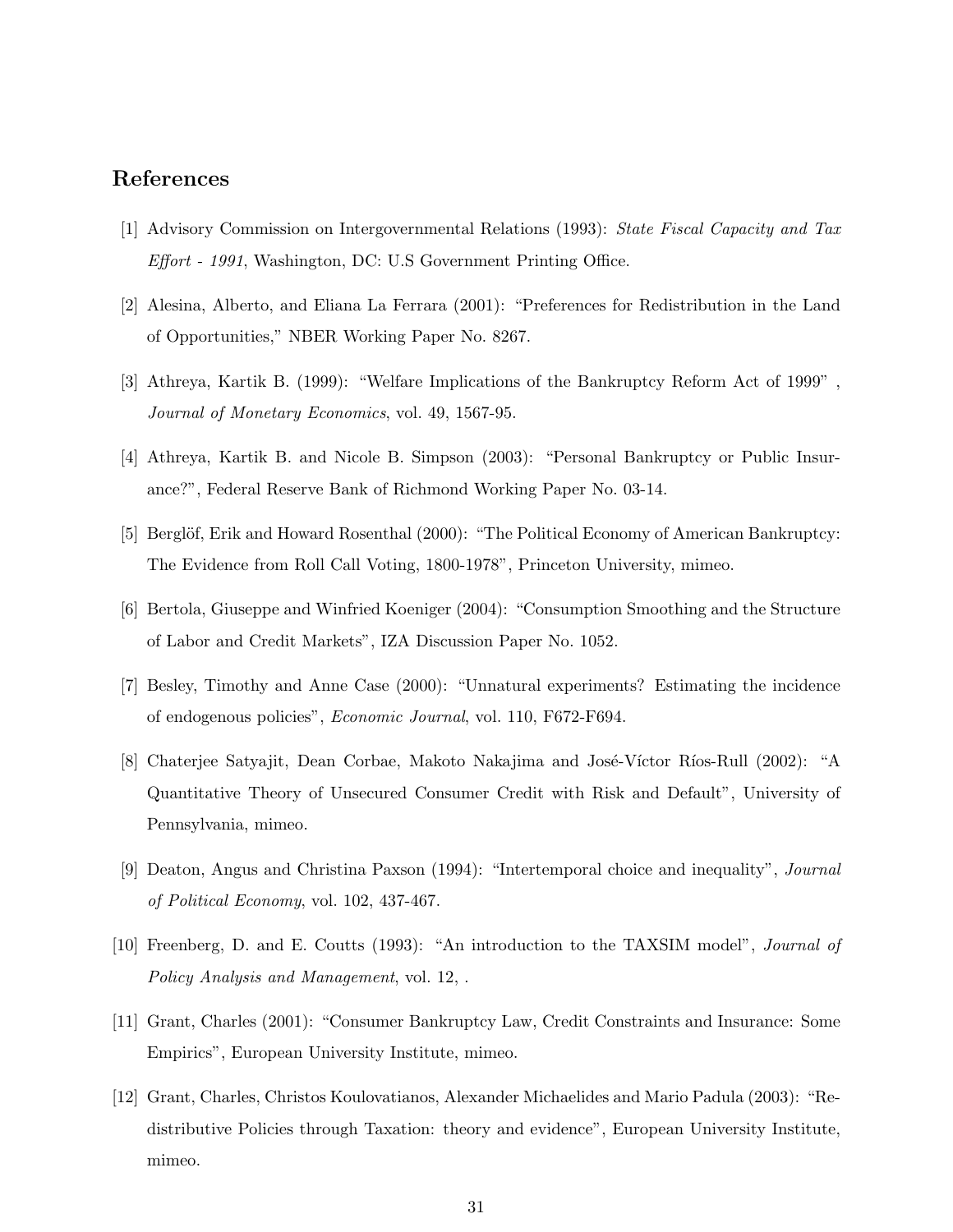## References

[1] Advisory Commission on Intergovernmental Relations (1993): *State Fiscal Capacity and Tax Effort - 1991*, Washington, DC: U.S Government Printing Office.

[2] Alesina, Alberto, and Eliana La Ferrara (2001): "Preferences for Redistribution in the Land of Opportunities," NBER Working Paper No. 8267.

[3] Athreya, Kartik B. (1999): "Welfare Implications of the Bankruptcy Reform Act of 1999" , *Journal of Monetary Economics*, vol. 49, 1567-95.

[4] Athreya, Kartik B. and Nicole B. Simpson (2003): "Personal Bankruptcy or Public Insurance?", Federal Reserve Bank of Richmond Working Paper No. 03-14.

[5] Berglöf, Erik and Howard Rosenthal (2000): "The Political Economy of American Bankruptcy: The Evidence from Roll Call Voting, 1800-1978", Princeton University, mimeo.

[6] Bertola, Giuseppe and Winfried Koeniger (2004): "Consumption Smoothing and the Structure of Labor and Credit Markets", IZA Discussion Paper No. 1052.

[7] Besley, Timothy and Anne Case (2000): "Unnatural experiments? Estimating the incidence of endogenous policies", *Economic Journal*, vol. 110, F672-F694.

[8] Chaterjee Satyajit, Dean Corbae, Makoto Nakajima and José-Víctor Ríos-Rull (2002): "A Quantitative Theory of Unsecured Consumer Credit with Risk and Default", University of Pennsylvania, mimeo.

[9] Deaton, Angus and Christina Paxson (1994): "Intertemporal choice and inequality", *Journal of Political Economy*, vol. 102, 437-467.

[10] Freenberg, D. and E. Coutts (1993): "An introduction to the TAXSIM model", *Journal of Policy Analysis and Management*, vol. 12, .

[11] Grant, Charles (2001): "Consumer Bankruptcy Law, Credit Constraints and Insurance: Some Empirics", European University Institute, mimeo.

[12] Grant, Charles, Christos Koulovatianos, Alexander Michaelides and Mario Padula (2003): "Redistributive Policies through Taxation: theory and evidence", European University Institute, mimeo.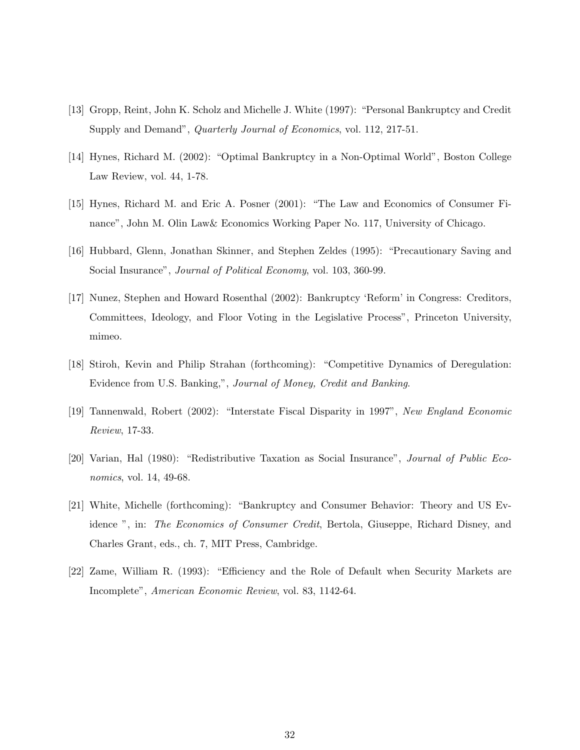[13] Gropp, Reint, John K. Scholz and Michelle J. White (1997): "Personal Bankruptcy and Credit Supply and Demand", *Quarterly Journal of Economics*, vol. 112, 217-51.

[14] Hynes, Richard M. (2002): "Optimal Bankruptcy in a Non-Optimal World", Boston College Law Review, vol. 44, 1-78.

[15] Hynes, Richard M. and Eric A. Posner (2001): "The Law and Economics of Consumer Finance", John M. Olin Law& Economics Working Paper No. 117, University of Chicago.

[16] Hubbard, Glenn, Jonathan Skinner, and Stephen Zeldes (1995): "Precautionary Saving and Social Insurance", *Journal of Political Economy*, vol. 103, 360-99.

[17] Nunez, Stephen and Howard Rosenthal (2002): Bankruptcy 'Reform' in Congress: Creditors, Committees, Ideology, and Floor Voting in the Legislative Process", Princeton University, mimeo.

[18] Stiroh, Kevin and Philip Strahan (forthcoming): "Competitive Dynamics of Deregulation: Evidence from U.S. Banking,", *Journal of Money, Credit and Banking*.

[19] Tannenwald, Robert (2002): "Interstate Fiscal Disparity in 1997", *New England Economic Review*, 17-33.

[20] Varian, Hal (1980): "Redistributive Taxation as Social Insurance", *Journal of Public Economics*, vol. 14, 49-68.

[21] White, Michelle (forthcoming): "Bankruptcy and Consumer Behavior: Theory and US Evidence ", in: *The Economics of Consumer Credit*, Bertola, Giuseppe, Richard Disney, and Charles Grant, eds., ch. 7, MIT Press, Cambridge.

[22] Zame, William R. (1993): "Efficiency and the Role of Default when Security Markets are Incomplete", *American Economic Review*, vol. 83, 1142-64.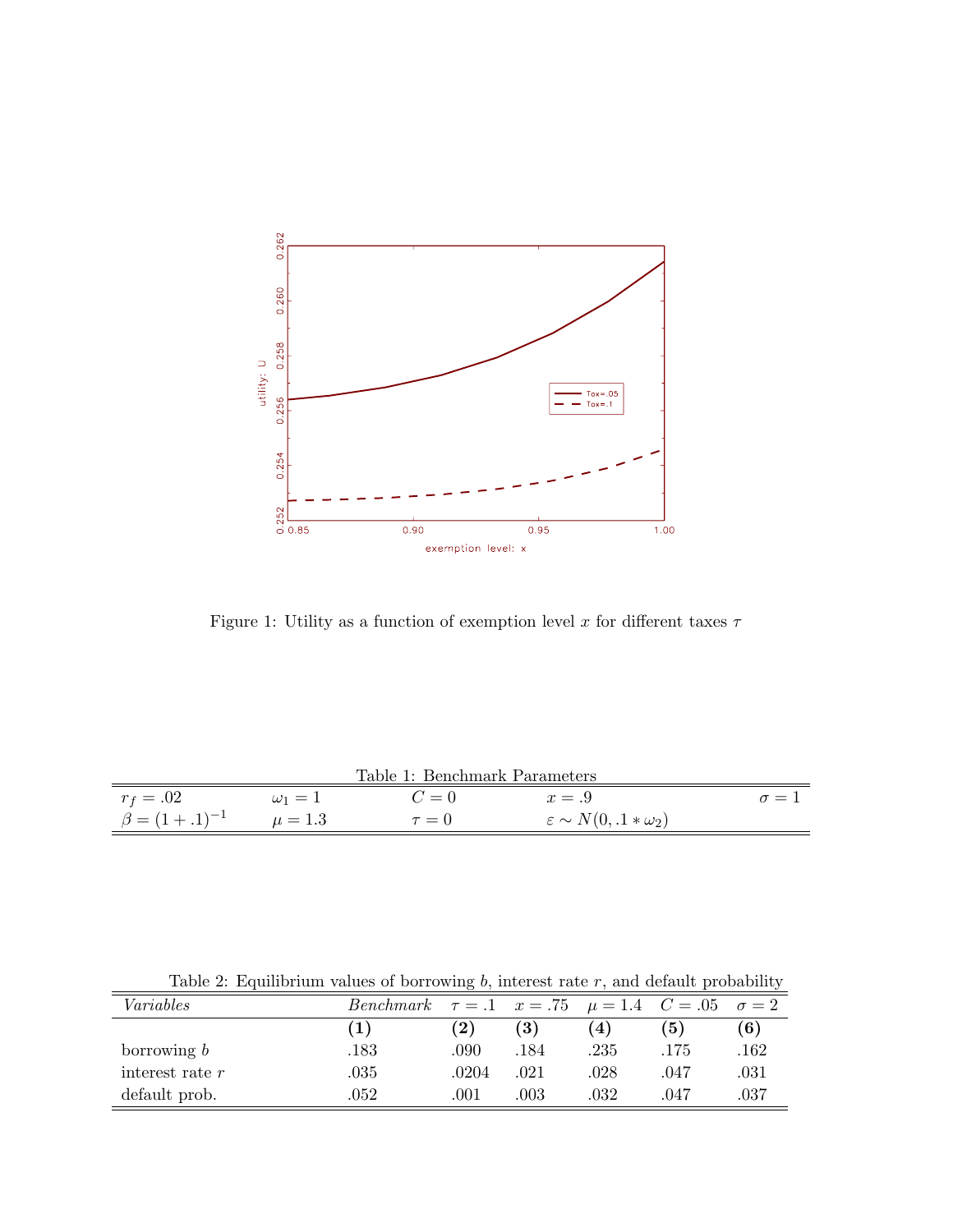Figure 1: Utility as a function of exemption level $x$ for different taxes $\tau$

Table 1: Benchmark Parameters

| | | | | |
|---|---|---|---|---|
| $r_f = .02$ | $\omega_1 = 1$ | $C = 0$ | $x = .9$ | $\sigma = 1$ |
| $\beta = (1 + .1)^{-1}$ | $\mu = 1.3$ | $\tau = 0$ | $\varepsilon \sim N(0, .1 * \omega_2)$ | |

Table 2: Equilibrium values of borrowing $b$, interest rate $r$, and default probability

| *Variables* | *Benchmark* | $\tau = .1$ | $x = .75$ | $\mu = 1.4$ | $C = .05$ | $\sigma = 2$ |
|---|---|---|---|---|---|---|
| | **(1)** | **(2)** | **(3)** | **(4)** | **(5)** | **(6)** |
| borrowing $b$ | .183 | .090 | .184 | .235 | .175 | .162 |
| interest rate $r$ | .035 | .0204 | .021 | .028 | .047 | .031 |
| default prob. | .052 | .001 | .003 | .032 | .047 | .037 |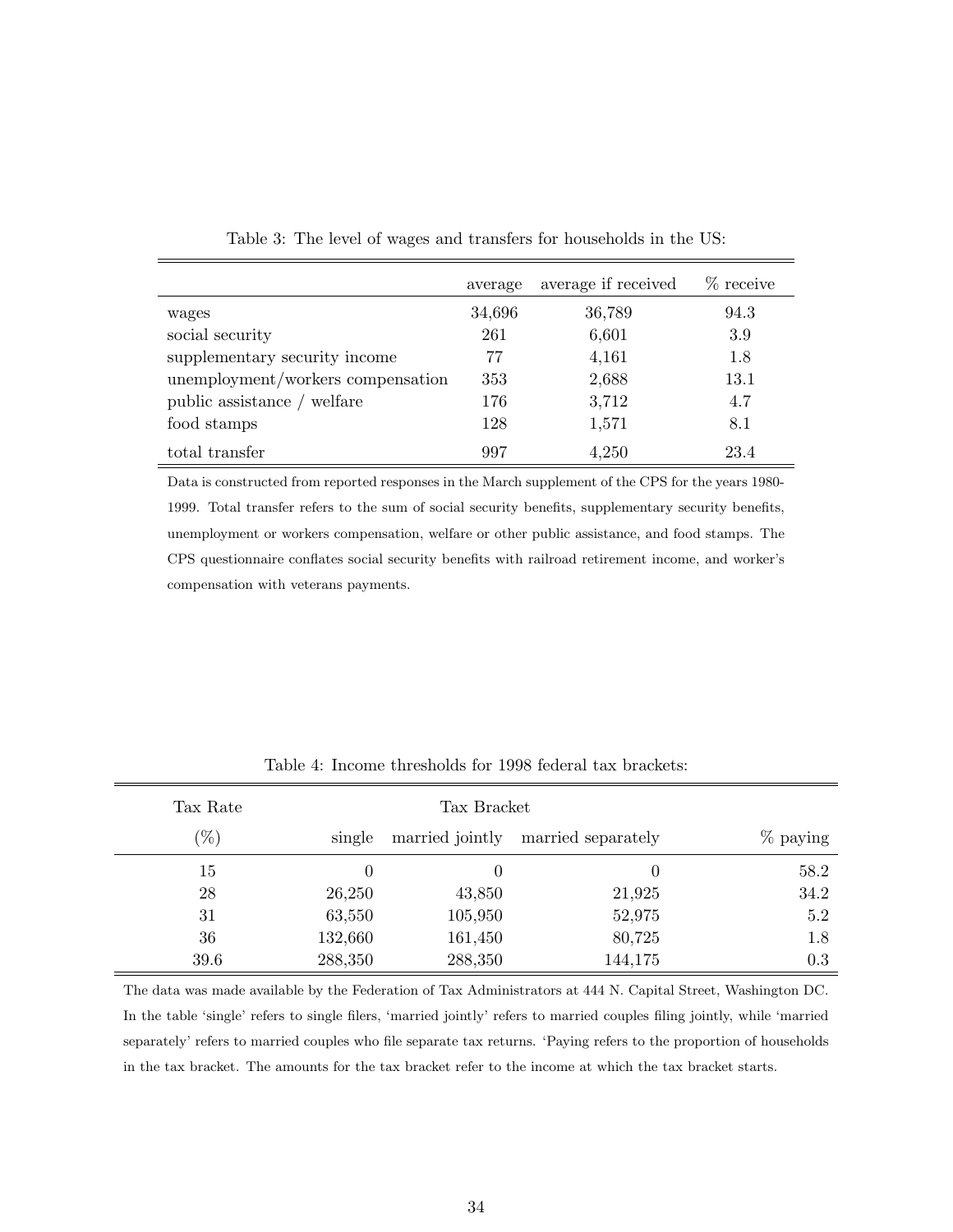Table 3: The level of wages and transfers for households in the US:

| | average | average if received | % receive |
|---|---|---|---|
| wages | 34,696 | 36,789 | 94.3 |
| social security | 261 | 6,601 | 3.9 |
| supplementary security income | 77 | 4,161 | 1.8 |
| unemployment/workers compensation | 353 | 2,688 | 13.1 |
| public assistance / welfare | 176 | 3,712 | 4.7 |
| food stamps | 128 | 1,571 | 8.1 |
| total transfer | 997 | 4,250 | 23.4 |

Data is constructed from reported responses in the March supplement of the CPS for the years 1980-1999. Total transfer refers to the sum of social security benefits, supplementary security benefits, unemployment or workers compensation, welfare or other public assistance, and food stamps. The CPS questionnaire conflates social security benefits with railroad retirement income, and worker's compensation with veterans payments.

Table 4: Income thresholds for 1998 federal tax brackets:

| Tax Rate | Tax Bracket | | | |
|---|---|---|---|---|
| (%) | single | married jointly | married separately | % paying |
| 15 | 0 | 0 | 0 | 58.2 |
| 28 | 26,250 | 43,850 | 21,925 | 34.2 |
| 31 | 63,550 | 105,950 | 52,975 | 5.2 |
| 36 | 132,660 | 161,450 | 80,725 | 1.8 |
| 39.6 | 288,350 | 288,350 | 144,175 | 0.3 |

The data was made available by the Federation of Tax Administrators at 444 N. Capital Street, Washington DC. In the table 'single' refers to single filers, 'married jointly' refers to married couples filing jointly, while 'married separately' refers to married couples who file separate tax returns. 'Paying refers to the proportion of households in the tax bracket. The amounts for the tax bracket refer to the income at which the tax bracket starts.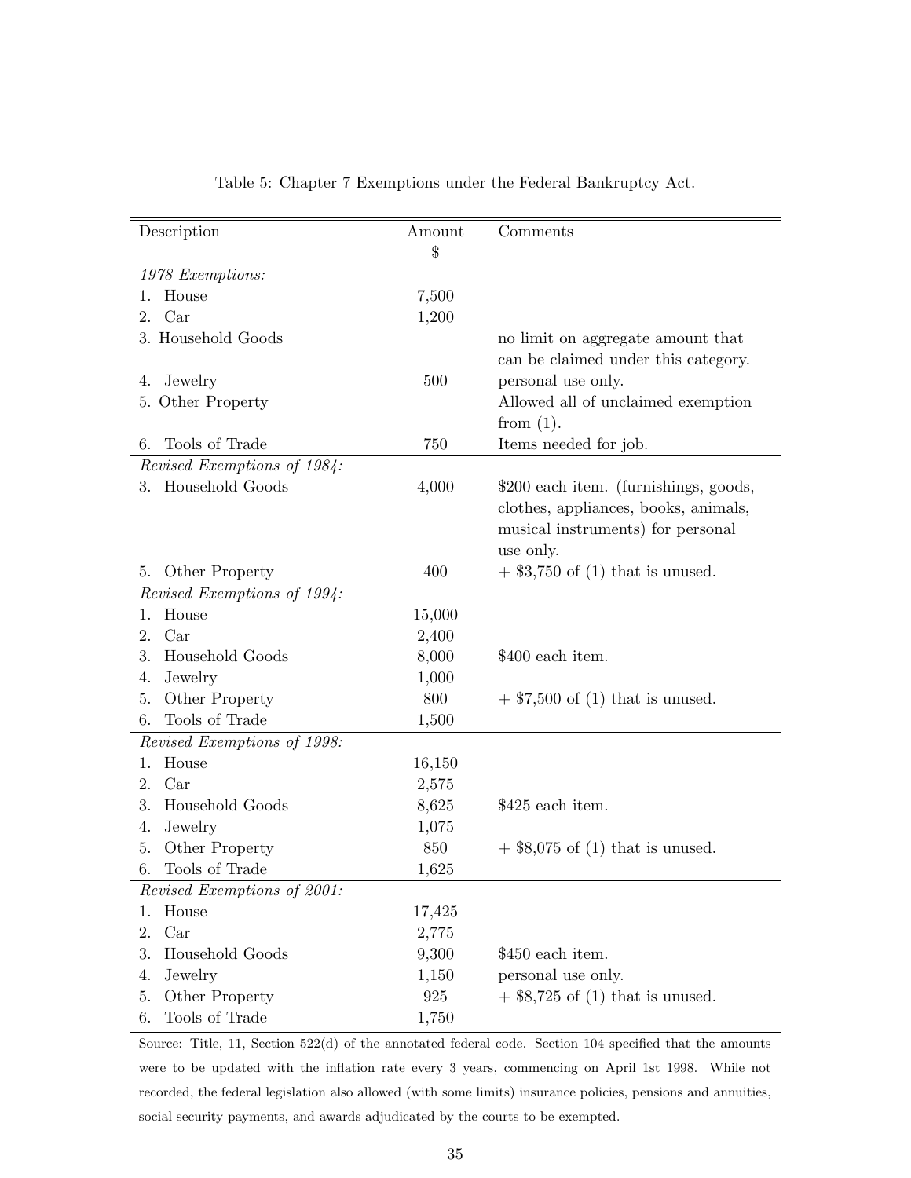Table 5: Chapter 7 Exemptions under the Federal Bankruptcy Act.

| Description | Amount $ | Comments |
|---|---|---|
| *1978 Exemptions:* | | |
| 1. House | 7,500 | |
| 2. Car | 1,200 | |
| 3. Household Goods | | no limit on aggregate amount that can be claimed under this category. |
| 4. Jewelry | 500 | personal use only. |
| 5. Other Property | | Allowed all of unclaimed exemption from (1). |
| 6. Tools of Trade | 750 | Items needed for job. |
| *Revised Exemptions of 1984:* | | |
| 3. Household Goods | 4,000 | $200 each item. (furnishings, goods, clothes, appliances, books, animals, musical instruments) for personal use only. |
| 5. Other Property | 400 | + $3,750 of (1) that is unused. |
| *Revised Exemptions of 1994:* | | |
| 1. House | 15,000 | |
| 2. Car | 2,400 | |
| 3. Household Goods | 8,000 | $400 each item. |
| 4. Jewelry | 1,000 | |
| 5. Other Property | 800 | + $7,500 of (1) that is unused. |
| 6. Tools of Trade | 1,500 | |
| *Revised Exemptions of 1998:* | | |
| 1. House | 16,150 | |
| 2. Car | 2,575 | |
| 3. Household Goods | 8,625 | $425 each item. |
| 4. Jewelry | 1,075 | |
| 5. Other Property | 850 | + $8,075 of (1) that is unused. |
| 6. Tools of Trade | 1,625 | |
| *Revised Exemptions of 2001:* | | |
| 1. House | 17,425 | |
| 2. Car | 2,775 | |
| 3. Household Goods | 9,300 | $450 each item. |
| 4. Jewelry | 1,150 | personal use only. |
| 5. Other Property | 925 | + $8,725 of (1) that is unused. |
| 6. Tools of Trade | 1,750 | |

Source: Title, 11, Section 522(d) of the annotated federal code. Section 104 specified that the amounts were to be updated with the inflation rate every 3 years, commencing on April 1st 1998. While not recorded, the federal legislation also allowed (with some limits) insurance policies, pensions and annuities, social security payments, and awards adjudicated by the courts to be exempted.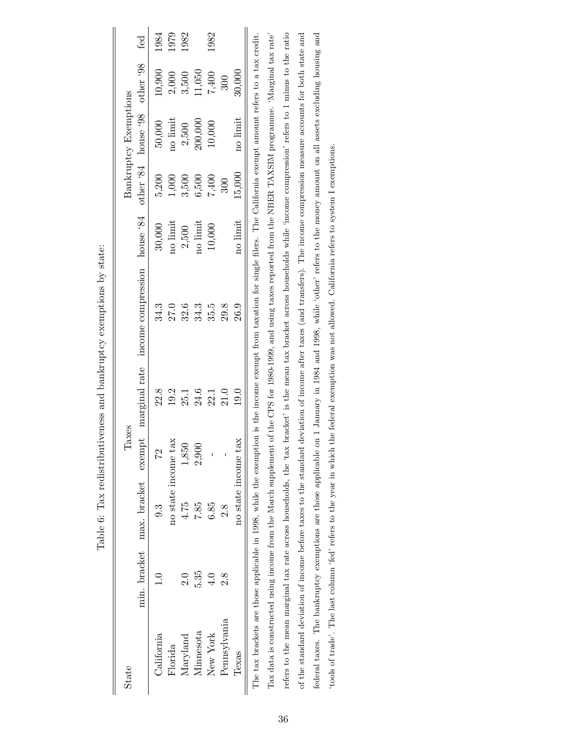Table 6: Tax redistributiveness and bankruptcy exemptions by state:

| State | Taxes | | | | | Bankruptcy Exemptions | | | | |
|---|---|---|---|---|---|---|---|---|---|---|
| | min. bracket | max. bracket | exempt | marginal rate | income compression | house '84 | other '84 | house '98 | other '98 | fed |
| California | 1.0 | 9.3 | 72 | 22.8 | 34.3 | 30,000 | 5,200 | 50,000 | 10,900 | 1984 |
| Florida | no state income tax | | | 19.2 | 27.0 | no limit | 1,000 | no limit | 2,000 | 1979 |
| Maryland | 2.0 | 4.75 | 1,850 | 25.1 | 32.6 | 2,500 | 3,500 | 2,500 | 3,500 | 1982 |
| Minnesota | 5.35 | 7.85 | 2,900 | 24.6 | 34.3 | no limit | 6,500 | 200,000 | 11,050 | |
| New York | 4.0 | 6.85 | - | 22.1 | 35.5 | 10,000 | 7,400 | 10,000 | 7,400 | 1982 |
| Pennsylvania | 2.8 | 2.8 | - | 21.0 | 29.8 | | 300 | | 300 | |
| Texas | no state income tax | | | 19.0 | 26.9 | no limit | 15,000 | no limit | 30,000 | |

The tax brackets are those applicable in 1998, while the exemption is the income exempt from taxation for single filers. The California exempt amount refers to a tax credit. Tax data is constructed using income from the March supplement of the CPS for 1980-1999, and using taxes reported from the NBER TAXSIM programme. 'Marginal tax rate' refers to the mean marginal tax rate across households, the 'tax bracket' is the mean tax bracket across households while 'income compression' refers to 1 minus to the ratio of the standard deviation of income before taxes to the standard deviation of income after taxes (and transfers). The income compression measure accounts for both state and federal taxes. The bankruptcy exemptions are those applicable on 1 January in 1984 and 1998, while 'other' refers to the money amount on all assets excluding housing and 'tools of trade'. The last column 'fed' refers to the year in which the federal exemption was not allowed. California refers to system I exemptions.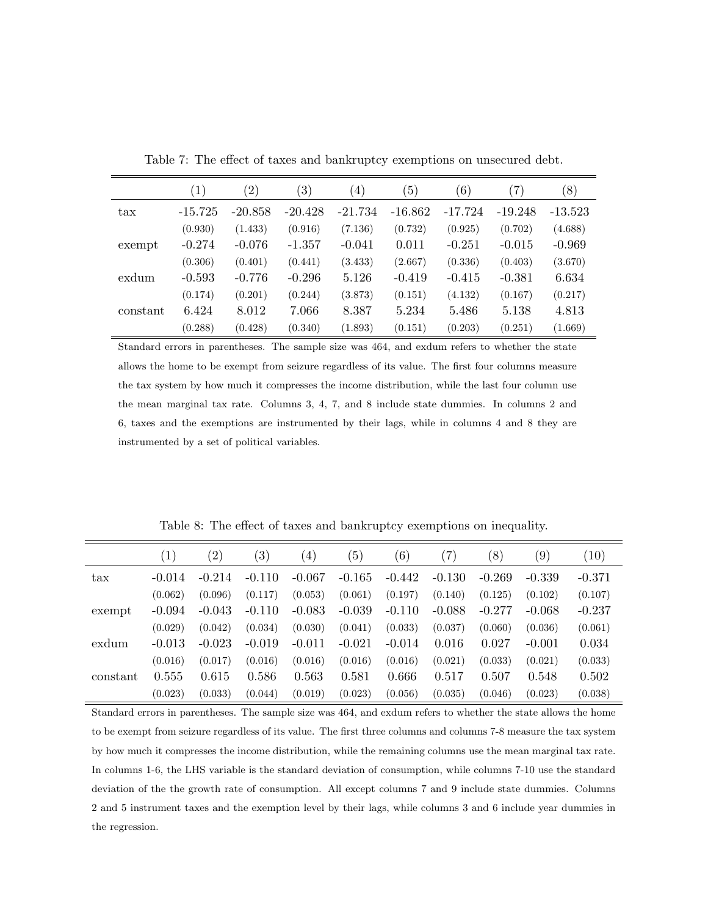Table 7: The effect of taxes and bankruptcy exemptions on unsecured debt.

| | (1) | (2) | (3) | (4) | (5) | (6) | (7) | (8) |
|---|---|---|---|---|---|---|---|---|
| tax | -15.725 | -20.858 | -20.428 | -21.734 | -16.862 | -17.724 | -19.248 | -13.523 |
| | (0.930) | (1.433) | (0.916) | (7.136) | (0.732) | (0.925) | (0.702) | (4.688) |
| exempt | -0.274 | -0.076 | -1.357 | -0.041 | 0.011 | -0.251 | -0.015 | -0.969 |
| | (0.306) | (0.401) | (0.441) | (3.433) | (2.667) | (0.336) | (0.403) | (3.670) |
| exdum | -0.593 | -0.776 | -0.296 | 5.126 | -0.419 | -0.415 | -0.381 | 6.634 |
| | (0.174) | (0.201) | (0.244) | (3.873) | (0.151) | (4.132) | (0.167) | (0.217) |
| constant | 6.424 | 8.012 | 7.066 | 8.387 | 5.234 | 5.486 | 5.138 | 4.813 |
| | (0.288) | (0.428) | (0.340) | (1.893) | (0.151) | (0.203) | (0.251) | (1.669) |

Standard errors in parentheses. The sample size was 464, and exdum refers to whether the state allows the home to be exempt from seizure regardless of its value. The first four columns measure the tax system by how much it compresses the income distribution, while the last four column use the mean marginal tax rate. Columns 3, 4, 7, and 8 include state dummies. In columns 2 and 6, taxes and the exemptions are instrumented by their lags, while in columns 4 and 8 they are instrumented by a set of political variables.

Table 8: The effect of taxes and bankruptcy exemptions on inequality.

| | (1) | (2) | (3) | (4) | (5) | (6) | (7) | (8) | (9) | (10) |
|---|---|---|---|---|---|---|---|---|---|---|
| tax | -0.014 | -0.214 | -0.110 | -0.067 | -0.165 | -0.442 | -0.130 | -0.269 | -0.339 | -0.371 |
| | (0.062) | (0.096) | (0.117) | (0.053) | (0.061) | (0.197) | (0.140) | (0.125) | (0.102) | (0.107) |
| exempt | -0.094 | -0.043 | -0.110 | -0.083 | -0.039 | -0.110 | -0.088 | -0.277 | -0.068 | -0.237 |
| | (0.029) | (0.042) | (0.034) | (0.030) | (0.041) | (0.033) | (0.037) | (0.060) | (0.036) | (0.061) |
| exdum | -0.013 | -0.023 | -0.019 | -0.011 | -0.021 | -0.014 | 0.016 | 0.027 | -0.001 | 0.034 |
| | (0.016) | (0.017) | (0.016) | (0.016) | (0.016) | (0.016) | (0.021) | (0.033) | (0.021) | (0.033) |
| constant | 0.555 | 0.615 | 0.586 | 0.563 | 0.581 | 0.666 | 0.517 | 0.507 | 0.548 | 0.502 |
| | (0.023) | (0.033) | (0.044) | (0.019) | (0.023) | (0.056) | (0.035) | (0.046) | (0.023) | (0.038) |

Standard errors in parentheses. The sample size was 464, and exdum refers to whether the state allows the home to be exempt from seizure regardless of its value. The first three columns and columns 7-8 measure the tax system by how much it compresses the income distribution, while the remaining columns use the mean marginal tax rate. In columns 1-6, the LHS variable is the standard deviation of consumption, while columns 7-10 use the standard deviation of the the growth rate of consumption. All except columns 7 and 9 include state dummies. Columns 2 and 5 instrument taxes and the exemption level by their lags, while columns 3 and 6 include year dummies in the regression.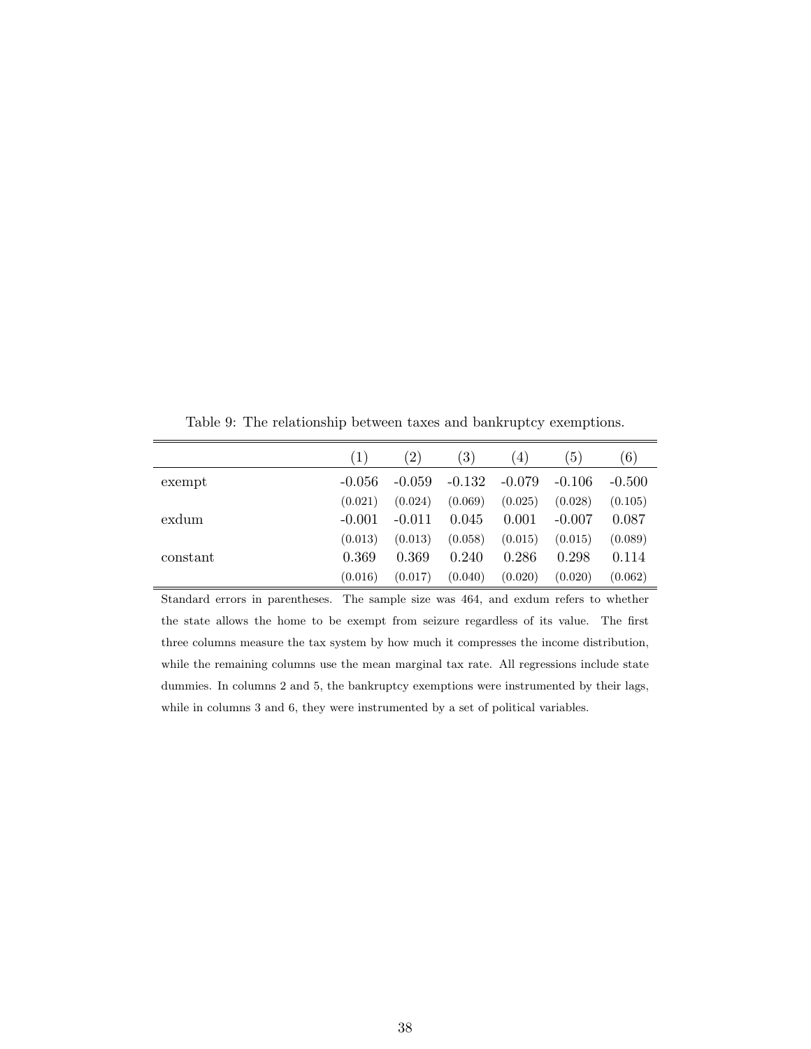Table 9: The relationship between taxes and bankruptcy exemptions.

| | (1) | (2) | (3) | (4) | (5) | (6) |
|---|---|---|---|---|---|---|
| exempt | -0.056 | -0.059 | -0.132 | -0.079 | -0.106 | -0.500 |
| | (0.021) | (0.024) | (0.069) | (0.025) | (0.028) | (0.105) |
| exdum | -0.001 | -0.011 | 0.045 | 0.001 | -0.007 | 0.087 |
| | (0.013) | (0.013) | (0.058) | (0.015) | (0.015) | (0.089) |
| constant | 0.369 | 0.369 | 0.240 | 0.286 | 0.298 | 0.114 |
| | (0.016) | (0.017) | (0.040) | (0.020) | (0.020) | (0.062) |

Standard errors in parentheses. The sample size was 464, and exdum refers to whether the state allows the home to be exempt from seizure regardless of its value. The first three columns measure the tax system by how much it compresses the income distribution, while the remaining columns use the mean marginal tax rate. All regressions include state dummies. In columns 2 and 5, the bankruptcy exemptions were instrumented by their lags, while in columns 3 and 6, they were instrumented by a set of political variables.